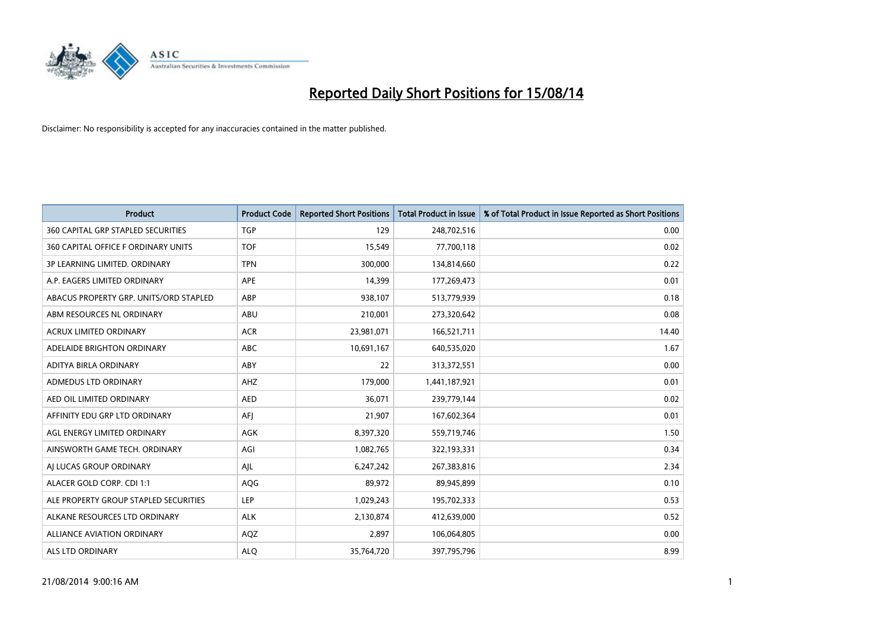# Reported Daily Short Positions for 15/08/14

Disclaimer: No responsibility is accepted for any inaccuracies contained in the matter published.

| Product | Product Code | Reported Short Positions | Total Product in Issue | % of Total Product in Issue Reported as Short Positions |
|---|---|---|---|---|
| 360 CAPITAL GRP STAPLED SECURITIES | TGP | 129 | 248,702,516 | 0.00 |
| 360 CAPITAL OFFICE F ORDINARY UNITS | TOF | 15,549 | 77,700,118 | 0.02 |
| 3P LEARNING LIMITED. ORDINARY | TPN | 300,000 | 134,814,660 | 0.22 |
| A.P. EAGERS LIMITED ORDINARY | APE | 14,399 | 177,269,473 | 0.01 |
| ABACUS PROPERTY GRP. UNITS/ORD STAPLED | ABP | 938,107 | 513,779,939 | 0.18 |
| ABM RESOURCES NL ORDINARY | ABU | 210,001 | 273,320,642 | 0.08 |
| ACRUX LIMITED ORDINARY | ACR | 23,981,071 | 166,521,711 | 14.40 |
| ADELAIDE BRIGHTON ORDINARY | ABC | 10,691,167 | 640,535,020 | 1.67 |
| ADITYA BIRLA ORDINARY | ABY | 22 | 313,372,551 | 0.00 |
| ADMEDUS LTD ORDINARY | AHZ | 179,000 | 1,441,187,921 | 0.01 |
| AED OIL LIMITED ORDINARY | AED | 36,071 | 239,779,144 | 0.02 |
| AFFINITY EDU GRP LTD ORDINARY | AFJ | 21,907 | 167,602,364 | 0.01 |
| AGL ENERGY LIMITED ORDINARY | AGK | 8,397,320 | 559,719,746 | 1.50 |
| AINSWORTH GAME TECH. ORDINARY | AGI | 1,082,765 | 322,193,331 | 0.34 |
| AJ LUCAS GROUP ORDINARY | AJL | 6,247,242 | 267,383,816 | 2.34 |
| ALACER GOLD CORP. CDI 1:1 | AQG | 89,972 | 89,945,899 | 0.10 |
| ALE PROPERTY GROUP STAPLED SECURITIES | LEP | 1,029,243 | 195,702,333 | 0.53 |
| ALKANE RESOURCES LTD ORDINARY | ALK | 2,130,874 | 412,639,000 | 0.52 |
| ALLIANCE AVIATION ORDINARY | AQZ | 2,897 | 106,064,805 | 0.00 |
| ALS LTD ORDINARY | ALQ | 35,764,720 | 397,795,796 | 8.99 |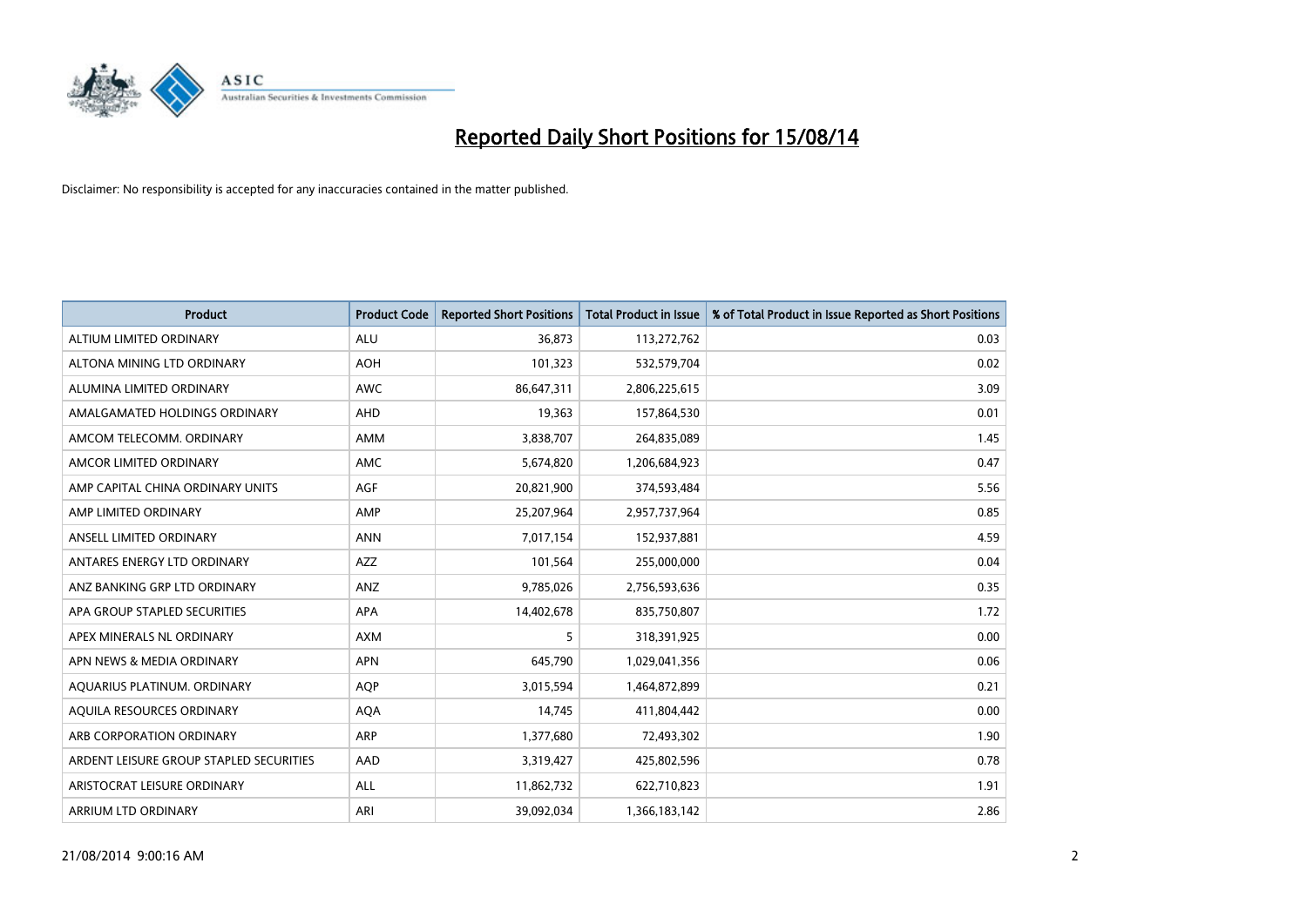# Reported Daily Short Positions for 15/08/14

Disclaimer: No responsibility is accepted for any inaccuracies contained in the matter published.

| Product | Product Code | Reported Short Positions | Total Product in Issue | % of Total Product in Issue Reported as Short Positions |
|---|---|---|---|---|
| ALTIUM LIMITED ORDINARY | ALU | 36,873 | 113,272,762 | 0.03 |
| ALTONA MINING LTD ORDINARY | AOH | 101,323 | 532,579,704 | 0.02 |
| ALUMINA LIMITED ORDINARY | AWC | 86,647,311 | 2,806,225,615 | 3.09 |
| AMALGAMATED HOLDINGS ORDINARY | AHD | 19,363 | 157,864,530 | 0.01 |
| AMCOM TELECOMM. ORDINARY | AMM | 3,838,707 | 264,835,089 | 1.45 |
| AMCOR LIMITED ORDINARY | AMC | 5,674,820 | 1,206,684,923 | 0.47 |
| AMP CAPITAL CHINA ORDINARY UNITS | AGF | 20,821,900 | 374,593,484 | 5.56 |
| AMP LIMITED ORDINARY | AMP | 25,207,964 | 2,957,737,964 | 0.85 |
| ANSELL LIMITED ORDINARY | ANN | 7,017,154 | 152,937,881 | 4.59 |
| ANTARES ENERGY LTD ORDINARY | AZZ | 101,564 | 255,000,000 | 0.04 |
| ANZ BANKING GRP LTD ORDINARY | ANZ | 9,785,026 | 2,756,593,636 | 0.35 |
| APA GROUP STAPLED SECURITIES | APA | 14,402,678 | 835,750,807 | 1.72 |
| APEX MINERALS NL ORDINARY | AXM | 5 | 318,391,925 | 0.00 |
| APN NEWS & MEDIA ORDINARY | APN | 645,790 | 1,029,041,356 | 0.06 |
| AQUARIUS PLATINUM. ORDINARY | AQP | 3,015,594 | 1,464,872,899 | 0.21 |
| AQUILA RESOURCES ORDINARY | AQA | 14,745 | 411,804,442 | 0.00 |
| ARB CORPORATION ORDINARY | ARP | 1,377,680 | 72,493,302 | 1.90 |
| ARDENT LEISURE GROUP STAPLED SECURITIES | AAD | 3,319,427 | 425,802,596 | 0.78 |
| ARISTOCRAT LEISURE ORDINARY | ALL | 11,862,732 | 622,710,823 | 1.91 |
| ARRIUM LTD ORDINARY | ARI | 39,092,034 | 1,366,183,142 | 2.86 |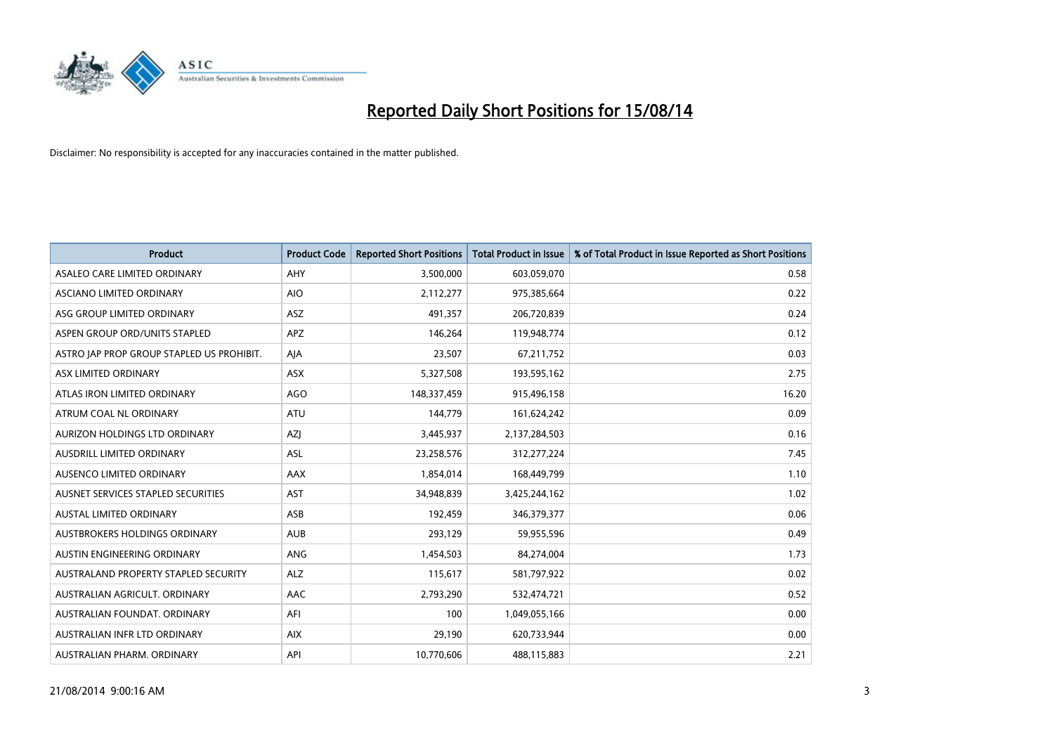# Reported Daily Short Positions for 15/08/14

Disclaimer: No responsibility is accepted for any inaccuracies contained in the matter published.

| Product | Product Code | Reported Short Positions | Total Product in Issue | % of Total Product in Issue Reported as Short Positions |
|---|---|---|---|---|
| ASALEO CARE LIMITED ORDINARY | AHY | 3,500,000 | 603,059,070 | 0.58 |
| ASCIANO LIMITED ORDINARY | AIO | 2,112,277 | 975,385,664 | 0.22 |
| ASG GROUP LIMITED ORDINARY | ASZ | 491,357 | 206,720,839 | 0.24 |
| ASPEN GROUP ORD/UNITS STAPLED | APZ | 146,264 | 119,948,774 | 0.12 |
| ASTRO JAP PROP GROUP STAPLED US PROHIBIT. | AJA | 23,507 | 67,211,752 | 0.03 |
| ASX LIMITED ORDINARY | ASX | 5,327,508 | 193,595,162 | 2.75 |
| ATLAS IRON LIMITED ORDINARY | AGO | 148,337,459 | 915,496,158 | 16.20 |
| ATRUM COAL NL ORDINARY | ATU | 144,779 | 161,624,242 | 0.09 |
| AURIZON HOLDINGS LTD ORDINARY | AZJ | 3,445,937 | 2,137,284,503 | 0.16 |
| AUSDRILL LIMITED ORDINARY | ASL | 23,258,576 | 312,277,224 | 7.45 |
| AUSENCO LIMITED ORDINARY | AAX | 1,854,014 | 168,449,799 | 1.10 |
| AUSNET SERVICES STAPLED SECURITIES | AST | 34,948,839 | 3,425,244,162 | 1.02 |
| AUSTAL LIMITED ORDINARY | ASB | 192,459 | 346,379,377 | 0.06 |
| AUSTBROKERS HOLDINGS ORDINARY | AUB | 293,129 | 59,955,596 | 0.49 |
| AUSTIN ENGINEERING ORDINARY | ANG | 1,454,503 | 84,274,004 | 1.73 |
| AUSTRALAND PROPERTY STAPLED SECURITY | ALZ | 115,617 | 581,797,922 | 0.02 |
| AUSTRALIAN AGRICULT. ORDINARY | AAC | 2,793,290 | 532,474,721 | 0.52 |
| AUSTRALIAN FOUNDAT. ORDINARY | AFI | 100 | 1,049,055,166 | 0.00 |
| AUSTRALIAN INFR LTD ORDINARY | AIX | 29,190 | 620,733,944 | 0.00 |
| AUSTRALIAN PHARM. ORDINARY | API | 10,770,606 | 488,115,883 | 2.21 |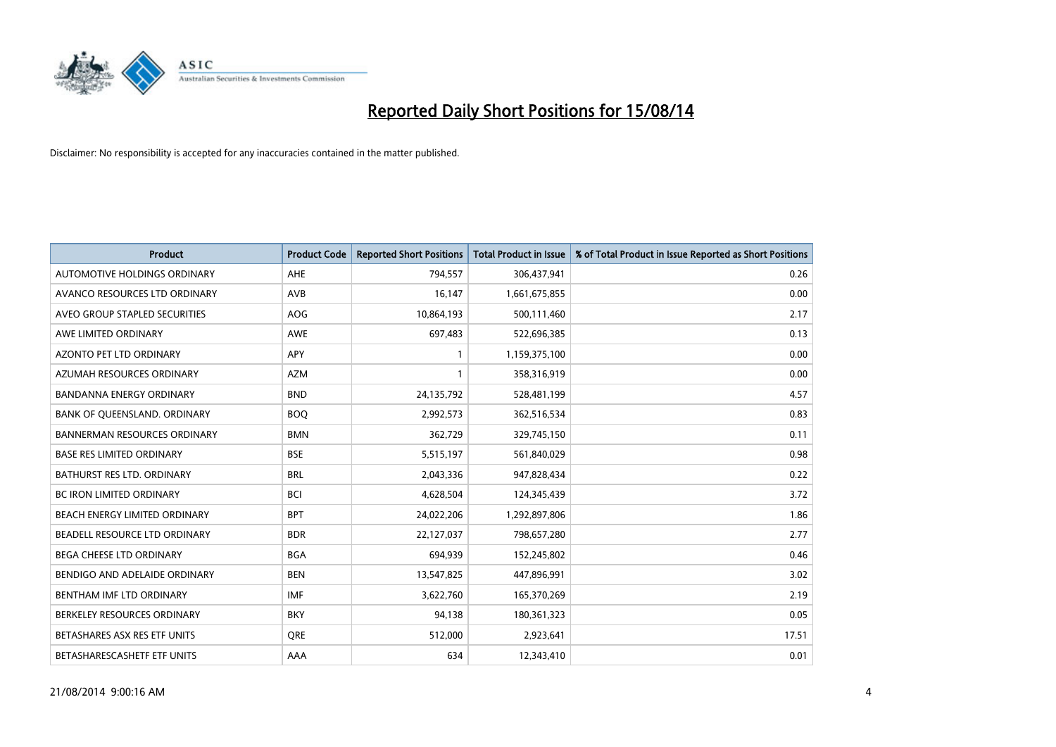# Reported Daily Short Positions for 15/08/14

Disclaimer: No responsibility is accepted for any inaccuracies contained in the matter published.

| Product | Product Code | Reported Short Positions | Total Product in Issue | % of Total Product in Issue Reported as Short Positions |
|---|---|---|---|---|
| AUTOMOTIVE HOLDINGS ORDINARY | AHE | 794,557 | 306,437,941 | 0.26 |
| AVANCO RESOURCES LTD ORDINARY | AVB | 16,147 | 1,661,675,855 | 0.00 |
| AVEO GROUP STAPLED SECURITIES | AOG | 10,864,193 | 500,111,460 | 2.17 |
| AWE LIMITED ORDINARY | AWE | 697,483 | 522,696,385 | 0.13 |
| AZONTO PET LTD ORDINARY | APY | 1 | 1,159,375,100 | 0.00 |
| AZUMAH RESOURCES ORDINARY | AZM | 1 | 358,316,919 | 0.00 |
| BANDANNA ENERGY ORDINARY | BND | 24,135,792 | 528,481,199 | 4.57 |
| BANK OF QUEENSLAND. ORDINARY | BOQ | 2,992,573 | 362,516,534 | 0.83 |
| BANNERMAN RESOURCES ORDINARY | BMN | 362,729 | 329,745,150 | 0.11 |
| BASE RES LIMITED ORDINARY | BSE | 5,515,197 | 561,840,029 | 0.98 |
| BATHURST RES LTD. ORDINARY | BRL | 2,043,336 | 947,828,434 | 0.22 |
| BC IRON LIMITED ORDINARY | BCI | 4,628,504 | 124,345,439 | 3.72 |
| BEACH ENERGY LIMITED ORDINARY | BPT | 24,022,206 | 1,292,897,806 | 1.86 |
| BEADELL RESOURCE LTD ORDINARY | BDR | 22,127,037 | 798,657,280 | 2.77 |
| BEGA CHEESE LTD ORDINARY | BGA | 694,939 | 152,245,802 | 0.46 |
| BENDIGO AND ADELAIDE ORDINARY | BEN | 13,547,825 | 447,896,991 | 3.02 |
| BENTHAM IMF LTD ORDINARY | IMF | 3,622,760 | 165,370,269 | 2.19 |
| BERKELEY RESOURCES ORDINARY | BKY | 94,138 | 180,361,323 | 0.05 |
| BETASHARES ASX RES ETF UNITS | QRE | 512,000 | 2,923,641 | 17.51 |
| BETASHARESCASHETF ETF UNITS | AAA | 634 | 12,343,410 | 0.01 |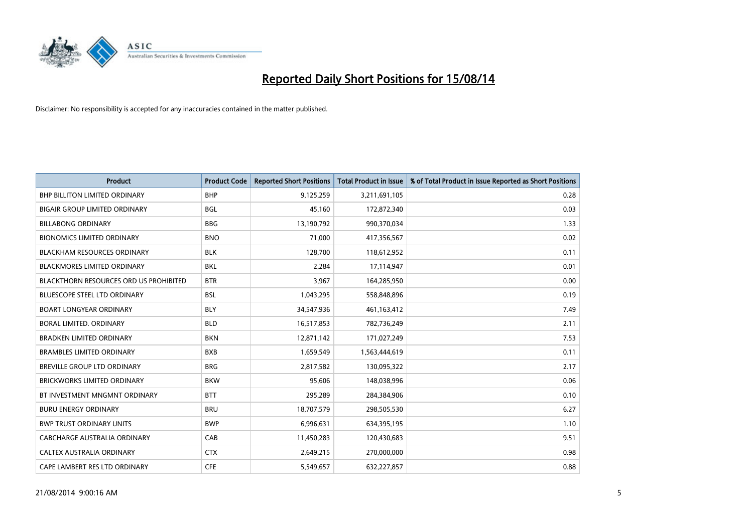# Reported Daily Short Positions for 15/08/14

Disclaimer: No responsibility is accepted for any inaccuracies contained in the matter published.

| Product | Product Code | Reported Short Positions | Total Product in Issue | % of Total Product in Issue Reported as Short Positions |
|---|---|---|---|---|
| BHP BILLITON LIMITED ORDINARY | BHP | 9,125,259 | 3,211,691,105 | 0.28 |
| BIGAIR GROUP LIMITED ORDINARY | BGL | 45,160 | 172,872,340 | 0.03 |
| BILLABONG ORDINARY | BBG | 13,190,792 | 990,370,034 | 1.33 |
| BIONOMICS LIMITED ORDINARY | BNO | 71,000 | 417,356,567 | 0.02 |
| BLACKHAM RESOURCES ORDINARY | BLK | 128,700 | 118,612,952 | 0.11 |
| BLACKMORES LIMITED ORDINARY | BKL | 2,284 | 17,114,947 | 0.01 |
| BLACKTHORN RESOURCES ORD US PROHIBITED | BTR | 3,967 | 164,285,950 | 0.00 |
| BLUESCOPE STEEL LTD ORDINARY | BSL | 1,043,295 | 558,848,896 | 0.19 |
| BOART LONGYEAR ORDINARY | BLY | 34,547,936 | 461,163,412 | 7.49 |
| BORAL LIMITED. ORDINARY | BLD | 16,517,853 | 782,736,249 | 2.11 |
| BRADKEN LIMITED ORDINARY | BKN | 12,871,142 | 171,027,249 | 7.53 |
| BRAMBLES LIMITED ORDINARY | BXB | 1,659,549 | 1,563,444,619 | 0.11 |
| BREVILLE GROUP LTD ORDINARY | BRG | 2,817,582 | 130,095,322 | 2.17 |
| BRICKWORKS LIMITED ORDINARY | BKW | 95,606 | 148,038,996 | 0.06 |
| BT INVESTMENT MNGMNT ORDINARY | BTT | 295,289 | 284,384,906 | 0.10 |
| BURU ENERGY ORDINARY | BRU | 18,707,579 | 298,505,530 | 6.27 |
| BWP TRUST ORDINARY UNITS | BWP | 6,996,631 | 634,395,195 | 1.10 |
| CABCHARGE AUSTRALIA ORDINARY | CAB | 11,450,283 | 120,430,683 | 9.51 |
| CALTEX AUSTRALIA ORDINARY | CTX | 2,649,215 | 270,000,000 | 0.98 |
| CAPE LAMBERT RES LTD ORDINARY | CFE | 5,549,657 | 632,227,857 | 0.88 |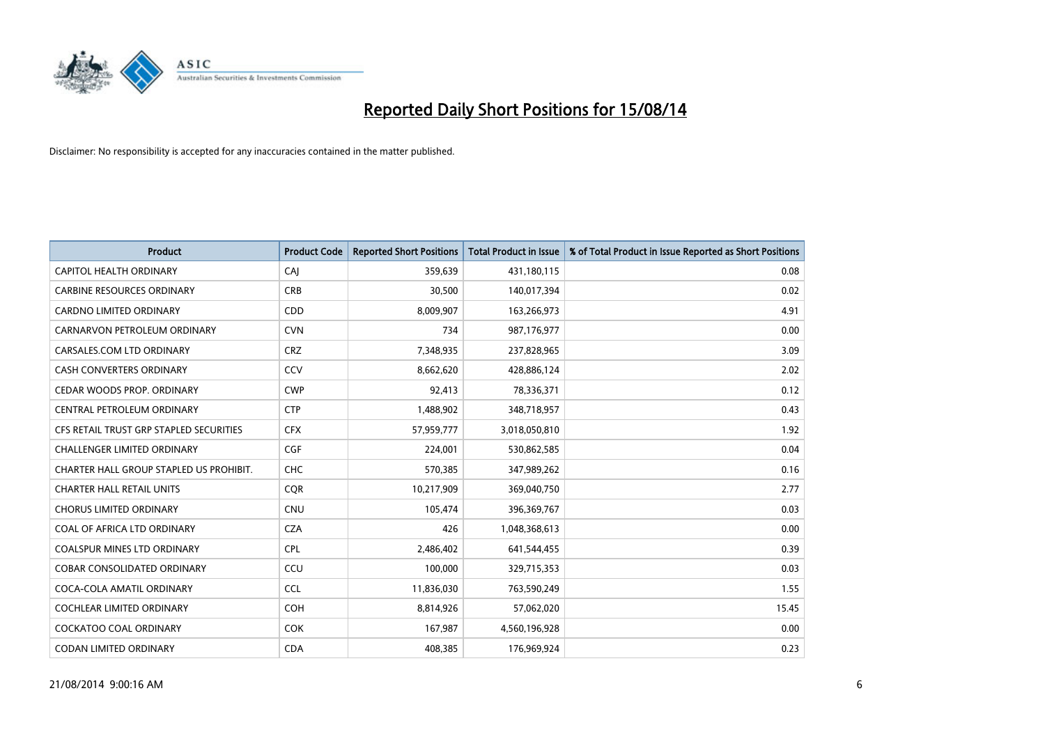# Reported Daily Short Positions for 15/08/14

Disclaimer: No responsibility is accepted for any inaccuracies contained in the matter published.

| Product | Product Code | Reported Short Positions | Total Product in Issue | % of Total Product in Issue Reported as Short Positions |
|---|---|---|---|---|
| CAPITOL HEALTH ORDINARY | CAJ | 359,639 | 431,180,115 | 0.08 |
| CARBINE RESOURCES ORDINARY | CRB | 30,500 | 140,017,394 | 0.02 |
| CARDNO LIMITED ORDINARY | CDD | 8,009,907 | 163,266,973 | 4.91 |
| CARNARVON PETROLEUM ORDINARY | CVN | 734 | 987,176,977 | 0.00 |
| CARSALES.COM LTD ORDINARY | CRZ | 7,348,935 | 237,828,965 | 3.09 |
| CASH CONVERTERS ORDINARY | CCV | 8,662,620 | 428,886,124 | 2.02 |
| CEDAR WOODS PROP. ORDINARY | CWP | 92,413 | 78,336,371 | 0.12 |
| CENTRAL PETROLEUM ORDINARY | CTP | 1,488,902 | 348,718,957 | 0.43 |
| CFS RETAIL TRUST GRP STAPLED SECURITIES | CFX | 57,959,777 | 3,018,050,810 | 1.92 |
| CHALLENGER LIMITED ORDINARY | CGF | 224,001 | 530,862,585 | 0.04 |
| CHARTER HALL GROUP STAPLED US PROHIBIT. | CHC | 570,385 | 347,989,262 | 0.16 |
| CHARTER HALL RETAIL UNITS | CQR | 10,217,909 | 369,040,750 | 2.77 |
| CHORUS LIMITED ORDINARY | CNU | 105,474 | 396,369,767 | 0.03 |
| COAL OF AFRICA LTD ORDINARY | CZA | 426 | 1,048,368,613 | 0.00 |
| COALSPUR MINES LTD ORDINARY | CPL | 2,486,402 | 641,544,455 | 0.39 |
| COBAR CONSOLIDATED ORDINARY | CCU | 100,000 | 329,715,353 | 0.03 |
| COCA-COLA AMATIL ORDINARY | CCL | 11,836,030 | 763,590,249 | 1.55 |
| COCHLEAR LIMITED ORDINARY | COH | 8,814,926 | 57,062,020 | 15.45 |
| COCKATOO COAL ORDINARY | COK | 167,987 | 4,560,196,928 | 0.00 |
| CODAN LIMITED ORDINARY | CDA | 408,385 | 176,969,924 | 0.23 |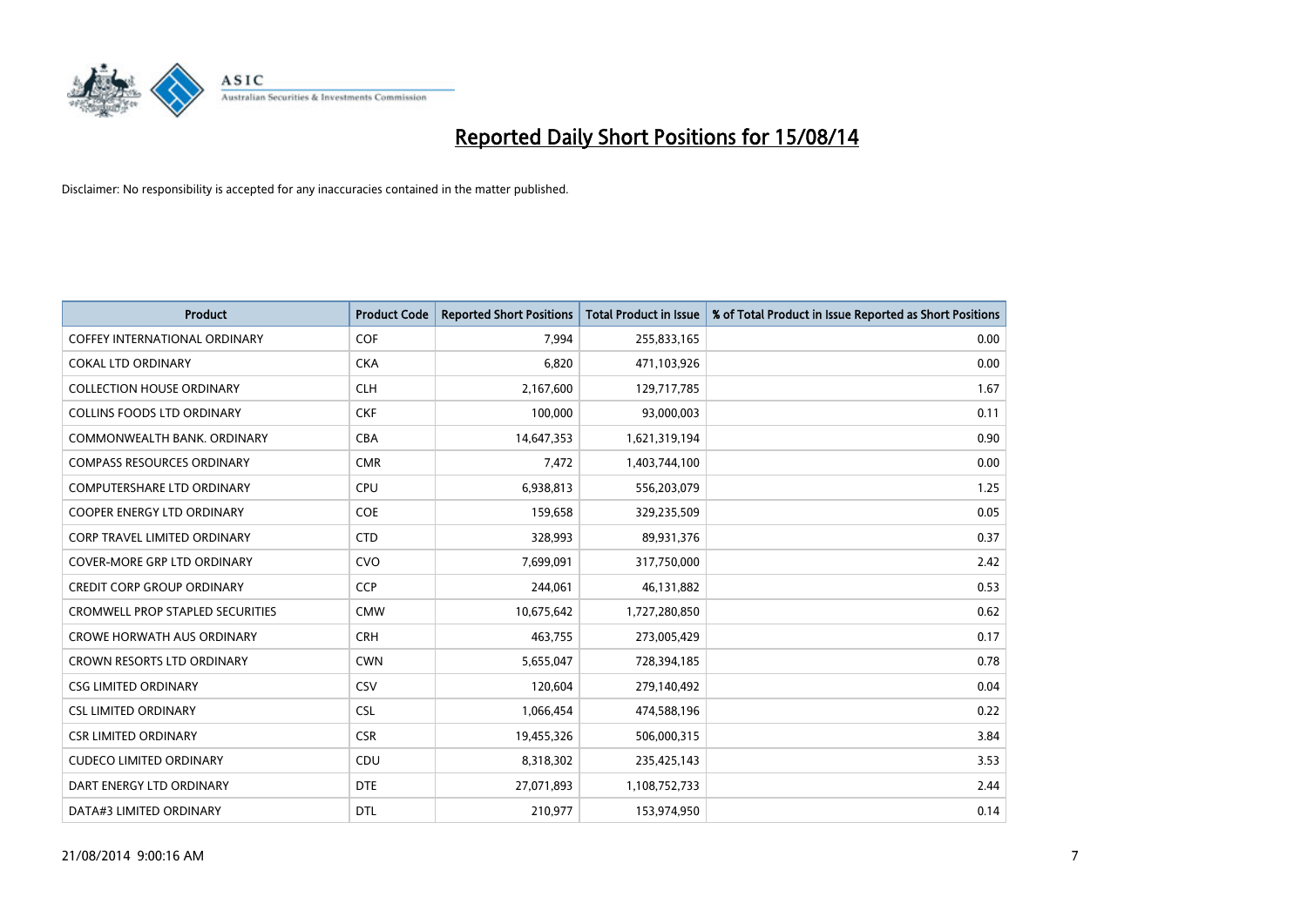# Reported Daily Short Positions for 15/08/14

Disclaimer: No responsibility is accepted for any inaccuracies contained in the matter published.

| Product | Product Code | Reported Short Positions | Total Product in Issue | % of Total Product in Issue Reported as Short Positions |
|---|---|---|---|---|
| COFFEY INTERNATIONAL ORDINARY | COF | 7,994 | 255,833,165 | 0.00 |
| COKAL LTD ORDINARY | CKA | 6,820 | 471,103,926 | 0.00 |
| COLLECTION HOUSE ORDINARY | CLH | 2,167,600 | 129,717,785 | 1.67 |
| COLLINS FOODS LTD ORDINARY | CKF | 100,000 | 93,000,003 | 0.11 |
| COMMONWEALTH BANK. ORDINARY | CBA | 14,647,353 | 1,621,319,194 | 0.90 |
| COMPASS RESOURCES ORDINARY | CMR | 7,472 | 1,403,744,100 | 0.00 |
| COMPUTERSHARE LTD ORDINARY | CPU | 6,938,813 | 556,203,079 | 1.25 |
| COOPER ENERGY LTD ORDINARY | COE | 159,658 | 329,235,509 | 0.05 |
| CORP TRAVEL LIMITED ORDINARY | CTD | 328,993 | 89,931,376 | 0.37 |
| COVER-MORE GRP LTD ORDINARY | CVO | 7,699,091 | 317,750,000 | 2.42 |
| CREDIT CORP GROUP ORDINARY | CCP | 244,061 | 46,131,882 | 0.53 |
| CROMWELL PROP STAPLED SECURITIES | CMW | 10,675,642 | 1,727,280,850 | 0.62 |
| CROWE HORWATH AUS ORDINARY | CRH | 463,755 | 273,005,429 | 0.17 |
| CROWN RESORTS LTD ORDINARY | CWN | 5,655,047 | 728,394,185 | 0.78 |
| CSG LIMITED ORDINARY | CSV | 120,604 | 279,140,492 | 0.04 |
| CSL LIMITED ORDINARY | CSL | 1,066,454 | 474,588,196 | 0.22 |
| CSR LIMITED ORDINARY | CSR | 19,455,326 | 506,000,315 | 3.84 |
| CUDECO LIMITED ORDINARY | CDU | 8,318,302 | 235,425,143 | 3.53 |
| DART ENERGY LTD ORDINARY | DTE | 27,071,893 | 1,108,752,733 | 2.44 |
| DATA#3 LIMITED ORDINARY | DTL | 210,977 | 153,974,950 | 0.14 |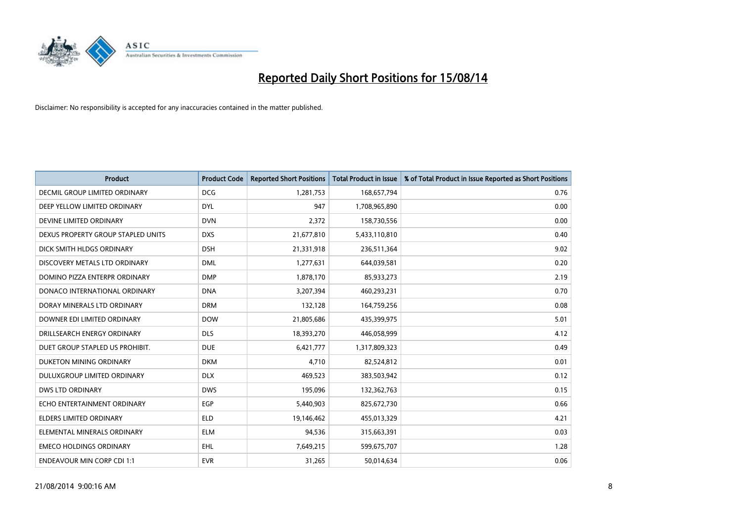# Reported Daily Short Positions for 15/08/14

Disclaimer: No responsibility is accepted for any inaccuracies contained in the matter published.

| Product | Product Code | Reported Short Positions | Total Product in Issue | % of Total Product in Issue Reported as Short Positions |
| --- | --- | --- | --- | --- |
| DECMIL GROUP LIMITED ORDINARY | DCG | 1,281,753 | 168,657,794 | 0.76 |
| DEEP YELLOW LIMITED ORDINARY | DYL | 947 | 1,708,965,890 | 0.00 |
| DEVINE LIMITED ORDINARY | DVN | 2,372 | 158,730,556 | 0.00 |
| DEXUS PROPERTY GROUP STAPLED UNITS | DXS | 21,677,810 | 5,433,110,810 | 0.40 |
| DICK SMITH HLDGS ORDINARY | DSH | 21,331,918 | 236,511,364 | 9.02 |
| DISCOVERY METALS LTD ORDINARY | DML | 1,277,631 | 644,039,581 | 0.20 |
| DOMINO PIZZA ENTERPR ORDINARY | DMP | 1,878,170 | 85,933,273 | 2.19 |
| DONACO INTERNATIONAL ORDINARY | DNA | 3,207,394 | 460,293,231 | 0.70 |
| DORAY MINERALS LTD ORDINARY | DRM | 132,128 | 164,759,256 | 0.08 |
| DOWNER EDI LIMITED ORDINARY | DOW | 21,805,686 | 435,399,975 | 5.01 |
| DRILLSEARCH ENERGY ORDINARY | DLS | 18,393,270 | 446,058,999 | 4.12 |
| DUET GROUP STAPLED US PROHIBIT. | DUE | 6,421,777 | 1,317,809,323 | 0.49 |
| DUKETON MINING ORDINARY | DKM | 4,710 | 82,524,812 | 0.01 |
| DULUXGROUP LIMITED ORDINARY | DLX | 469,523 | 383,503,942 | 0.12 |
| DWS LTD ORDINARY | DWS | 195,096 | 132,362,763 | 0.15 |
| ECHO ENTERTAINMENT ORDINARY | EGP | 5,440,903 | 825,672,730 | 0.66 |
| ELDERS LIMITED ORDINARY | ELD | 19,146,462 | 455,013,329 | 4.21 |
| ELEMENTAL MINERALS ORDINARY | ELM | 94,536 | 315,663,391 | 0.03 |
| EMECO HOLDINGS ORDINARY | EHL | 7,649,215 | 599,675,707 | 1.28 |
| ENDEAVOUR MIN CORP CDI 1:1 | EVR | 31,265 | 50,014,634 | 0.06 |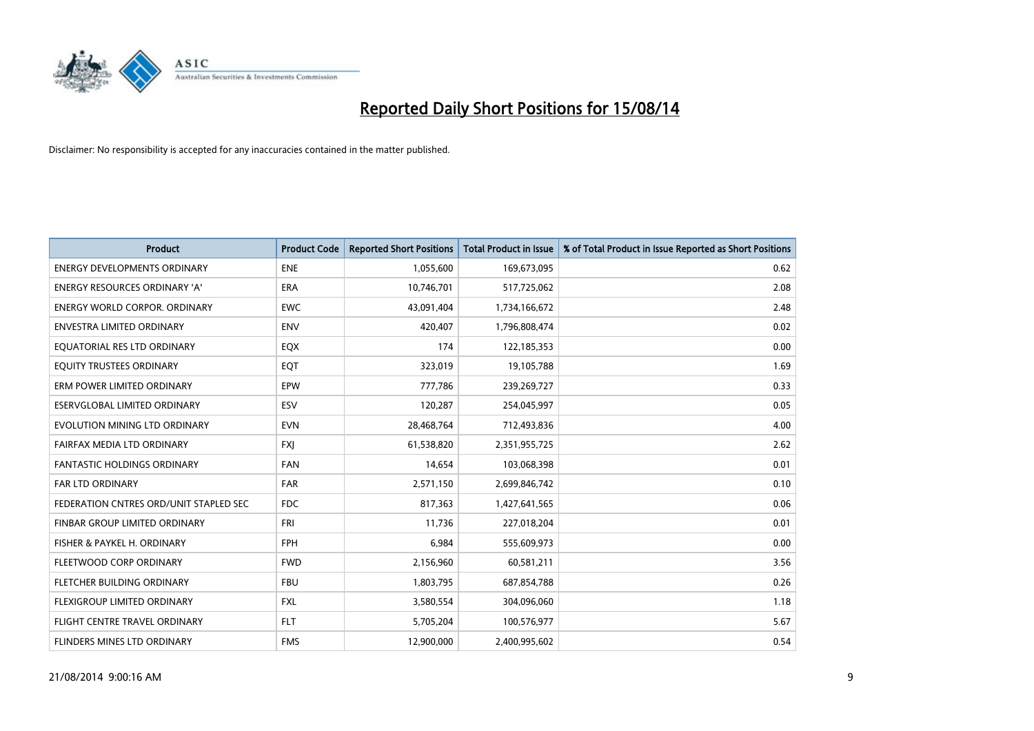# Reported Daily Short Positions for 15/08/14

Disclaimer: No responsibility is accepted for any inaccuracies contained in the matter published.

| Product | Product Code | Reported Short Positions | Total Product in Issue | % of Total Product in Issue Reported as Short Positions |
|---|---|---|---|---|
| ENERGY DEVELOPMENTS ORDINARY | ENE | 1,055,600 | 169,673,095 | 0.62 |
| ENERGY RESOURCES ORDINARY 'A' | ERA | 10,746,701 | 517,725,062 | 2.08 |
| ENERGY WORLD CORPOR. ORDINARY | EWC | 43,091,404 | 1,734,166,672 | 2.48 |
| ENVESTRA LIMITED ORDINARY | ENV | 420,407 | 1,796,808,474 | 0.02 |
| EQUATORIAL RES LTD ORDINARY | EQX | 174 | 122,185,353 | 0.00 |
| EQUITY TRUSTEES ORDINARY | EQT | 323,019 | 19,105,788 | 1.69 |
| ERM POWER LIMITED ORDINARY | EPW | 777,786 | 239,269,727 | 0.33 |
| ESERVGLOBAL LIMITED ORDINARY | ESV | 120,287 | 254,045,997 | 0.05 |
| EVOLUTION MINING LTD ORDINARY | EVN | 28,468,764 | 712,493,836 | 4.00 |
| FAIRFAX MEDIA LTD ORDINARY | FXJ | 61,538,820 | 2,351,955,725 | 2.62 |
| FANTASTIC HOLDINGS ORDINARY | FAN | 14,654 | 103,068,398 | 0.01 |
| FAR LTD ORDINARY | FAR | 2,571,150 | 2,699,846,742 | 0.10 |
| FEDERATION CNTRES ORD/UNIT STAPLED SEC | FDC | 817,363 | 1,427,641,565 | 0.06 |
| FINBAR GROUP LIMITED ORDINARY | FRI | 11,736 | 227,018,204 | 0.01 |
| FISHER & PAYKEL H. ORDINARY | FPH | 6,984 | 555,609,973 | 0.00 |
| FLEETWOOD CORP ORDINARY | FWD | 2,156,960 | 60,581,211 | 3.56 |
| FLETCHER BUILDING ORDINARY | FBU | 1,803,795 | 687,854,788 | 0.26 |
| FLEXIGROUP LIMITED ORDINARY | FXL | 3,580,554 | 304,096,060 | 1.18 |
| FLIGHT CENTRE TRAVEL ORDINARY | FLT | 5,705,204 | 100,576,977 | 5.67 |
| FLINDERS MINES LTD ORDINARY | FMS | 12,900,000 | 2,400,995,602 | 0.54 |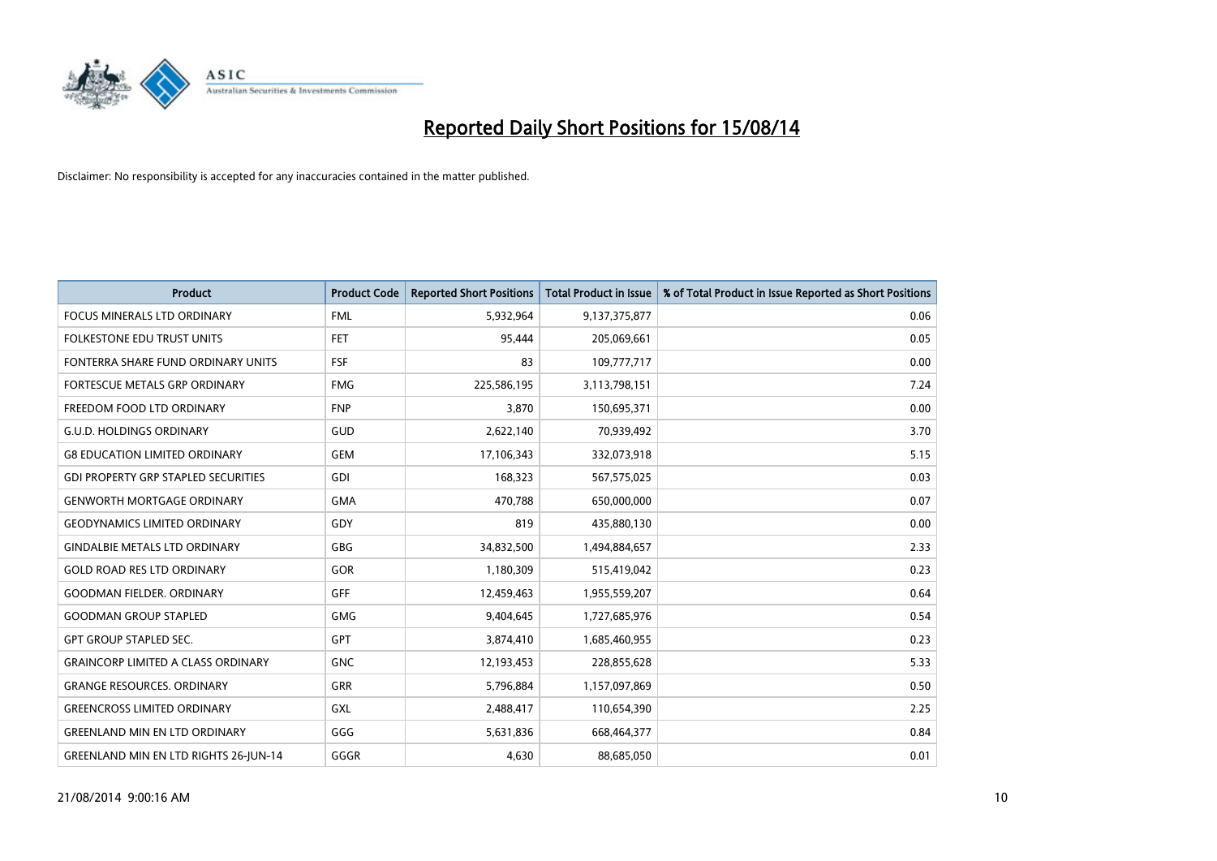# Reported Daily Short Positions for 15/08/14

Disclaimer: No responsibility is accepted for any inaccuracies contained in the matter published.

| Product | Product Code | Reported Short Positions | Total Product in Issue | % of Total Product in Issue Reported as Short Positions |
|---|---|---|---|---|
| FOCUS MINERALS LTD ORDINARY | FML | 5,932,964 | 9,137,375,877 | 0.06 |
| FOLKESTONE EDU TRUST UNITS | FET | 95,444 | 205,069,661 | 0.05 |
| FONTERRA SHARE FUND ORDINARY UNITS | FSF | 83 | 109,777,717 | 0.00 |
| FORTESCUE METALS GRP ORDINARY | FMG | 225,586,195 | 3,113,798,151 | 7.24 |
| FREEDOM FOOD LTD ORDINARY | FNP | 3,870 | 150,695,371 | 0.00 |
| G.U.D. HOLDINGS ORDINARY | GUD | 2,622,140 | 70,939,492 | 3.70 |
| G8 EDUCATION LIMITED ORDINARY | GEM | 17,106,343 | 332,073,918 | 5.15 |
| GDI PROPERTY GRP STAPLED SECURITIES | GDI | 168,323 | 567,575,025 | 0.03 |
| GENWORTH MORTGAGE ORDINARY | GMA | 470,788 | 650,000,000 | 0.07 |
| GEODYNAMICS LIMITED ORDINARY | GDY | 819 | 435,880,130 | 0.00 |
| GINDALBIE METALS LTD ORDINARY | GBG | 34,832,500 | 1,494,884,657 | 2.33 |
| GOLD ROAD RES LTD ORDINARY | GOR | 1,180,309 | 515,419,042 | 0.23 |
| GOODMAN FIELDER. ORDINARY | GFF | 12,459,463 | 1,955,559,207 | 0.64 |
| GOODMAN GROUP STAPLED | GMG | 9,404,645 | 1,727,685,976 | 0.54 |
| GPT GROUP STAPLED SEC. | GPT | 3,874,410 | 1,685,460,955 | 0.23 |
| GRAINCORP LIMITED A CLASS ORDINARY | GNC | 12,193,453 | 228,855,628 | 5.33 |
| GRANGE RESOURCES. ORDINARY | GRR | 5,796,884 | 1,157,097,869 | 0.50 |
| GREENCROSS LIMITED ORDINARY | GXL | 2,488,417 | 110,654,390 | 2.25 |
| GREENLAND MIN EN LTD ORDINARY | GGG | 5,631,836 | 668,464,377 | 0.84 |
| GREENLAND MIN EN LTD RIGHTS 26-JUN-14 | GGGR | 4,630 | 88,685,050 | 0.01 |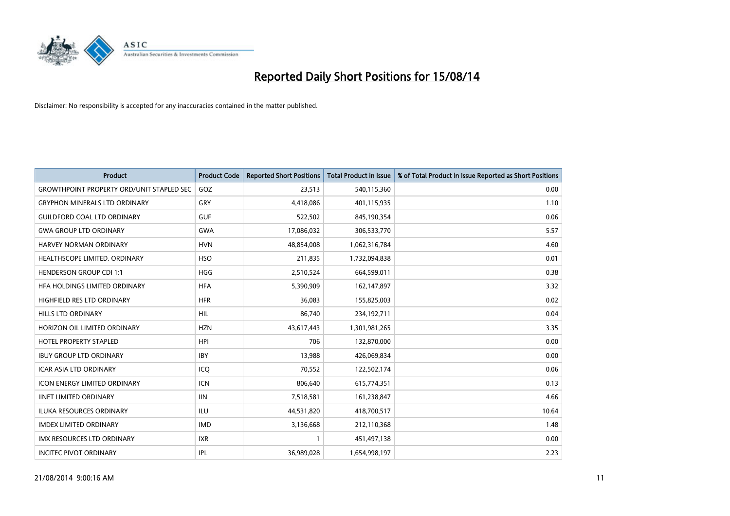# Reported Daily Short Positions for 15/08/14

Disclaimer: No responsibility is accepted for any inaccuracies contained in the matter published.

| Product | Product Code | Reported Short Positions | Total Product in Issue | % of Total Product in Issue Reported as Short Positions |
|---|---|---|---|---|
| GROWTHPOINT PROPERTY ORD/UNIT STAPLED SEC | GOZ | 23,513 | 540,115,360 | 0.00 |
| GRYPHON MINERALS LTD ORDINARY | GRY | 4,418,086 | 401,115,935 | 1.10 |
| GUILDFORD COAL LTD ORDINARY | GUF | 522,502 | 845,190,354 | 0.06 |
| GWA GROUP LTD ORDINARY | GWA | 17,086,032 | 306,533,770 | 5.57 |
| HARVEY NORMAN ORDINARY | HVN | 48,854,008 | 1,062,316,784 | 4.60 |
| HEALTHSCOPE LIMITED. ORDINARY | HSO | 211,835 | 1,732,094,838 | 0.01 |
| HENDERSON GROUP CDI 1:1 | HGG | 2,510,524 | 664,599,011 | 0.38 |
| HFA HOLDINGS LIMITED ORDINARY | HFA | 5,390,909 | 162,147,897 | 3.32 |
| HIGHFIELD RES LTD ORDINARY | HFR | 36,083 | 155,825,003 | 0.02 |
| HILLS LTD ORDINARY | HIL | 86,740 | 234,192,711 | 0.04 |
| HORIZON OIL LIMITED ORDINARY | HZN | 43,617,443 | 1,301,981,265 | 3.35 |
| HOTEL PROPERTY STAPLED | HPI | 706 | 132,870,000 | 0.00 |
| IBUY GROUP LTD ORDINARY | IBY | 13,988 | 426,069,834 | 0.00 |
| ICAR ASIA LTD ORDINARY | ICQ | 70,552 | 122,502,174 | 0.06 |
| ICON ENERGY LIMITED ORDINARY | ICN | 806,640 | 615,774,351 | 0.13 |
| IINET LIMITED ORDINARY | IIN | 7,518,581 | 161,238,847 | 4.66 |
| ILUKA RESOURCES ORDINARY | ILU | 44,531,820 | 418,700,517 | 10.64 |
| IMDEX LIMITED ORDINARY | IMD | 3,136,668 | 212,110,368 | 1.48 |
| IMX RESOURCES LTD ORDINARY | IXR | 1 | 451,497,138 | 0.00 |
| INCITEC PIVOT ORDINARY | IPL | 36,989,028 | 1,654,998,197 | 2.23 |

21/08/2014 9:00:16 AM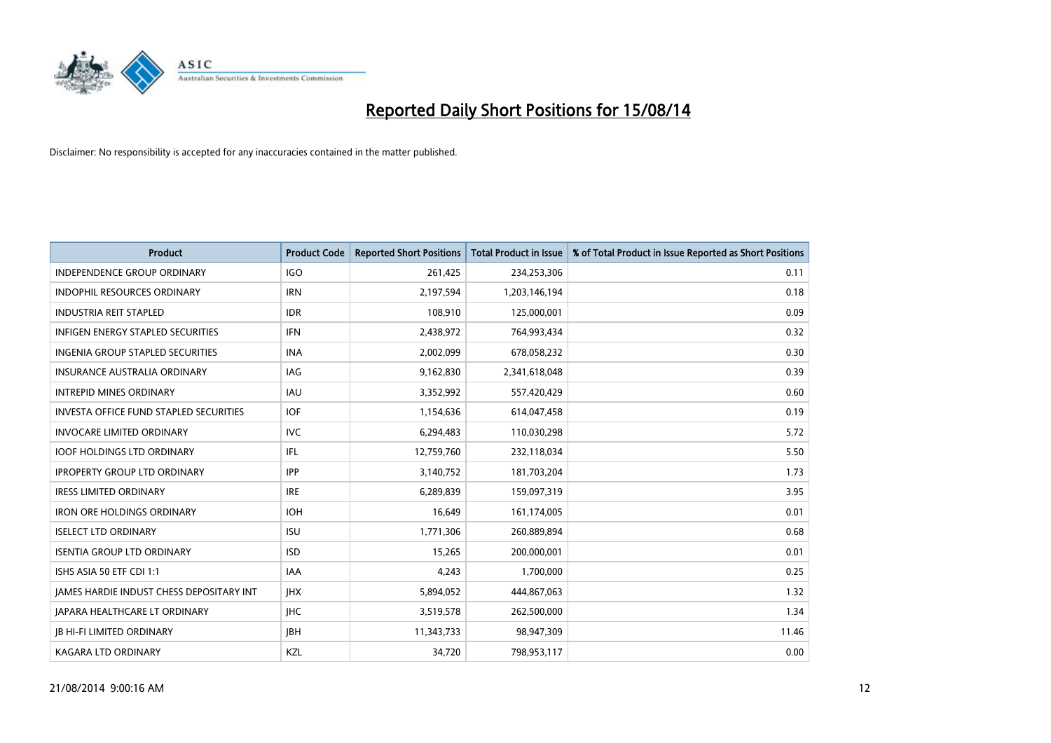# Reported Daily Short Positions for 15/08/14

Disclaimer: No responsibility is accepted for any inaccuracies contained in the matter published.

| Product | Product Code | Reported Short Positions | Total Product in Issue | % of Total Product in Issue Reported as Short Positions |
|---|---|---|---|---|
| INDEPENDENCE GROUP ORDINARY | IGO | 261,425 | 234,253,306 | 0.11 |
| INDOPHIL RESOURCES ORDINARY | IRN | 2,197,594 | 1,203,146,194 | 0.18 |
| INDUSTRIA REIT STAPLED | IDR | 108,910 | 125,000,001 | 0.09 |
| INFIGEN ENERGY STAPLED SECURITIES | IFN | 2,438,972 | 764,993,434 | 0.32 |
| INGENIA GROUP STAPLED SECURITIES | INA | 2,002,099 | 678,058,232 | 0.30 |
| INSURANCE AUSTRALIA ORDINARY | IAG | 9,162,830 | 2,341,618,048 | 0.39 |
| INTREPID MINES ORDINARY | IAU | 3,352,992 | 557,420,429 | 0.60 |
| INVESTA OFFICE FUND STAPLED SECURITIES | IOF | 1,154,636 | 614,047,458 | 0.19 |
| INVOCARE LIMITED ORDINARY | IVC | 6,294,483 | 110,030,298 | 5.72 |
| IOOF HOLDINGS LTD ORDINARY | IFL | 12,759,760 | 232,118,034 | 5.50 |
| IPROPERTY GROUP LTD ORDINARY | IPP | 3,140,752 | 181,703,204 | 1.73 |
| IRESS LIMITED ORDINARY | IRE | 6,289,839 | 159,097,319 | 3.95 |
| IRON ORE HOLDINGS ORDINARY | IOH | 16,649 | 161,174,005 | 0.01 |
| ISELECT LTD ORDINARY | ISU | 1,771,306 | 260,889,894 | 0.68 |
| ISENTIA GROUP LTD ORDINARY | ISD | 15,265 | 200,000,001 | 0.01 |
| ISHS ASIA 50 ETF CDI 1:1 | IAA | 4,243 | 1,700,000 | 0.25 |
| JAMES HARDIE INDUST CHESS DEPOSITARY INT | JHX | 5,894,052 | 444,867,063 | 1.32 |
| JAPARA HEALTHCARE LT ORDINARY | JHC | 3,519,578 | 262,500,000 | 1.34 |
| JB HI-FI LIMITED ORDINARY | JBH | 11,343,733 | 98,947,309 | 11.46 |
| KAGARA LTD ORDINARY | KZL | 34,720 | 798,953,117 | 0.00 |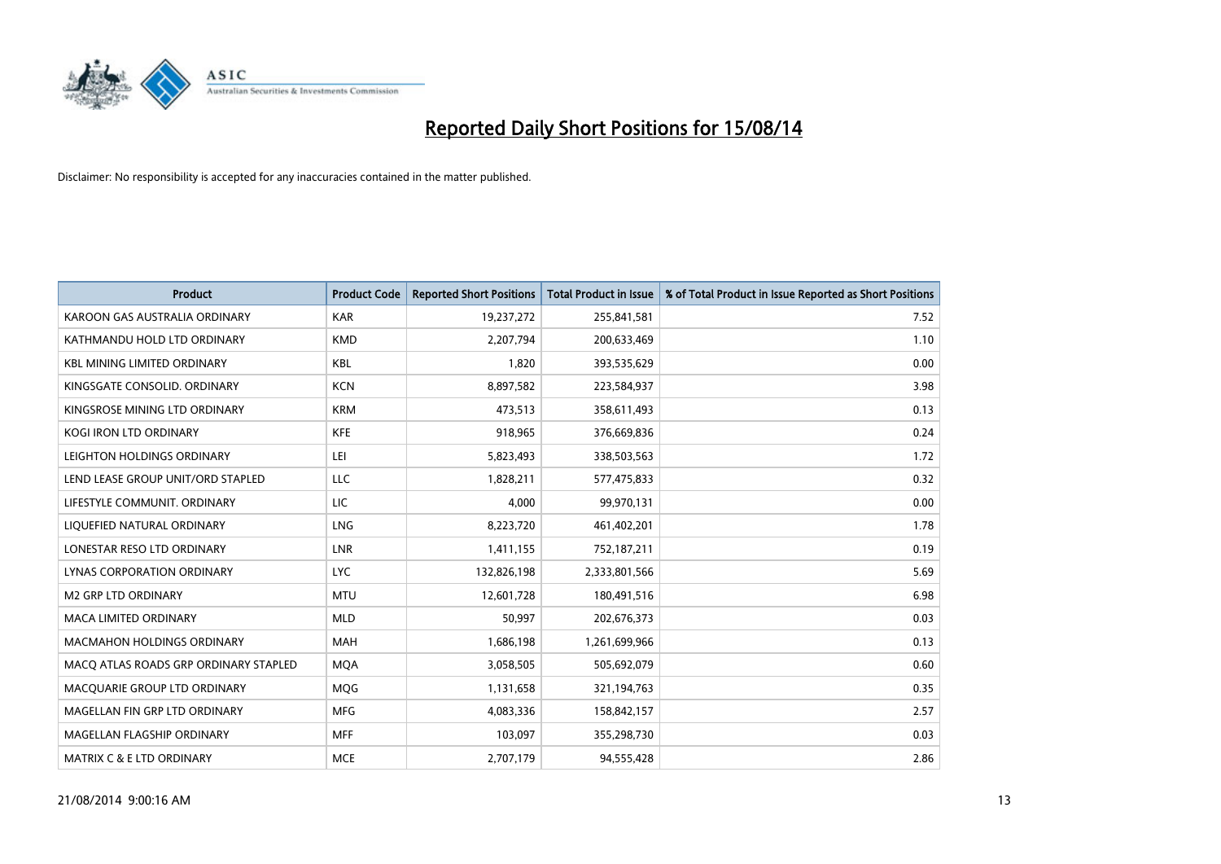# Reported Daily Short Positions for 15/08/14

Disclaimer: No responsibility is accepted for any inaccuracies contained in the matter published.

| Product | Product Code | Reported Short Positions | Total Product in Issue | % of Total Product in Issue Reported as Short Positions |
|---|---|---|---|---|
| KAROON GAS AUSTRALIA ORDINARY | KAR | 19,237,272 | 255,841,581 | 7.52 |
| KATHMANDU HOLD LTD ORDINARY | KMD | 2,207,794 | 200,633,469 | 1.10 |
| KBL MINING LIMITED ORDINARY | KBL | 1,820 | 393,535,629 | 0.00 |
| KINGSGATE CONSOLID. ORDINARY | KCN | 8,897,582 | 223,584,937 | 3.98 |
| KINGSROSE MINING LTD ORDINARY | KRM | 473,513 | 358,611,493 | 0.13 |
| KOGI IRON LTD ORDINARY | KFE | 918,965 | 376,669,836 | 0.24 |
| LEIGHTON HOLDINGS ORDINARY | LEI | 5,823,493 | 338,503,563 | 1.72 |
| LEND LEASE GROUP UNIT/ORD STAPLED | LLC | 1,828,211 | 577,475,833 | 0.32 |
| LIFESTYLE COMMUNIT. ORDINARY | LIC | 4,000 | 99,970,131 | 0.00 |
| LIQUEFIED NATURAL ORDINARY | LNG | 8,223,720 | 461,402,201 | 1.78 |
| LONESTAR RESO LTD ORDINARY | LNR | 1,411,155 | 752,187,211 | 0.19 |
| LYNAS CORPORATION ORDINARY | LYC | 132,826,198 | 2,333,801,566 | 5.69 |
| M2 GRP LTD ORDINARY | MTU | 12,601,728 | 180,491,516 | 6.98 |
| MACA LIMITED ORDINARY | MLD | 50,997 | 202,676,373 | 0.03 |
| MACMAHON HOLDINGS ORDINARY | MAH | 1,686,198 | 1,261,699,966 | 0.13 |
| MACQ ATLAS ROADS GRP ORDINARY STAPLED | MQA | 3,058,505 | 505,692,079 | 0.60 |
| MACQUARIE GROUP LTD ORDINARY | MQG | 1,131,658 | 321,194,763 | 0.35 |
| MAGELLAN FIN GRP LTD ORDINARY | MFG | 4,083,336 | 158,842,157 | 2.57 |
| MAGELLAN FLAGSHIP ORDINARY | MFF | 103,097 | 355,298,730 | 0.03 |
| MATRIX C & E LTD ORDINARY | MCE | 2,707,179 | 94,555,428 | 2.86 |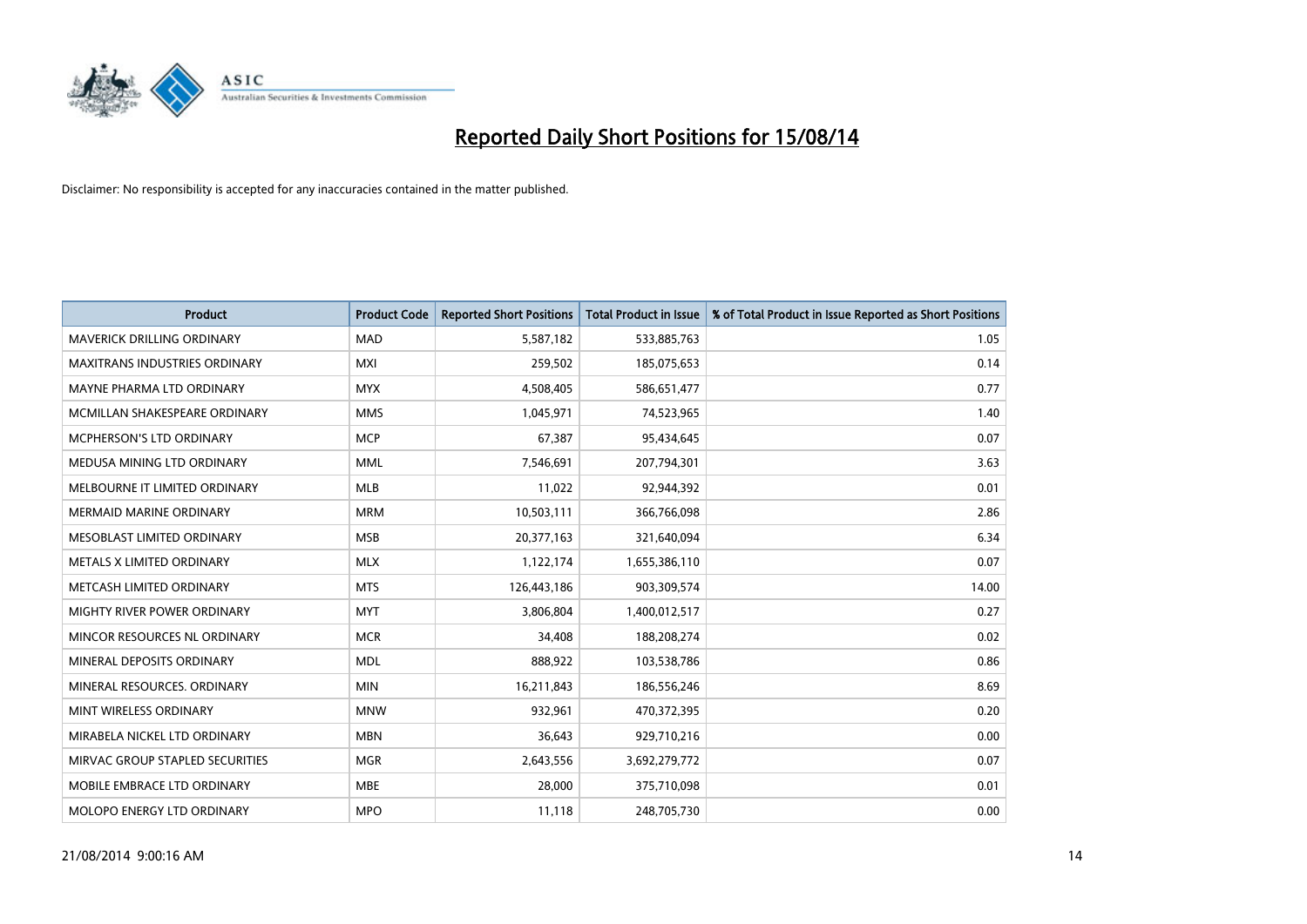# Reported Daily Short Positions for 15/08/14

Disclaimer: No responsibility is accepted for any inaccuracies contained in the matter published.

| Product | Product Code | Reported Short Positions | Total Product in Issue | % of Total Product in Issue Reported as Short Positions |
|---|---|---|---|---|
| MAVERICK DRILLING ORDINARY | MAD | 5,587,182 | 533,885,763 | 1.05 |
| MAXITRANS INDUSTRIES ORDINARY | MXI | 259,502 | 185,075,653 | 0.14 |
| MAYNE PHARMA LTD ORDINARY | MYX | 4,508,405 | 586,651,477 | 0.77 |
| MCMILLAN SHAKESPEARE ORDINARY | MMS | 1,045,971 | 74,523,965 | 1.40 |
| MCPHERSON'S LTD ORDINARY | MCP | 67,387 | 95,434,645 | 0.07 |
| MEDUSA MINING LTD ORDINARY | MML | 7,546,691 | 207,794,301 | 3.63 |
| MELBOURNE IT LIMITED ORDINARY | MLB | 11,022 | 92,944,392 | 0.01 |
| MERMAID MARINE ORDINARY | MRM | 10,503,111 | 366,766,098 | 2.86 |
| MESOBLAST LIMITED ORDINARY | MSB | 20,377,163 | 321,640,094 | 6.34 |
| METALS X LIMITED ORDINARY | MLX | 1,122,174 | 1,655,386,110 | 0.07 |
| METCASH LIMITED ORDINARY | MTS | 126,443,186 | 903,309,574 | 14.00 |
| MIGHTY RIVER POWER ORDINARY | MYT | 3,806,804 | 1,400,012,517 | 0.27 |
| MINCOR RESOURCES NL ORDINARY | MCR | 34,408 | 188,208,274 | 0.02 |
| MINERAL DEPOSITS ORDINARY | MDL | 888,922 | 103,538,786 | 0.86 |
| MINERAL RESOURCES. ORDINARY | MIN | 16,211,843 | 186,556,246 | 8.69 |
| MINT WIRELESS ORDINARY | MNW | 932,961 | 470,372,395 | 0.20 |
| MIRABELA NICKEL LTD ORDINARY | MBN | 36,643 | 929,710,216 | 0.00 |
| MIRVAC GROUP STAPLED SECURITIES | MGR | 2,643,556 | 3,692,279,772 | 0.07 |
| MOBILE EMBRACE LTD ORDINARY | MBE | 28,000 | 375,710,098 | 0.01 |
| MOLOPO ENERGY LTD ORDINARY | MPO | 11,118 | 248,705,730 | 0.00 |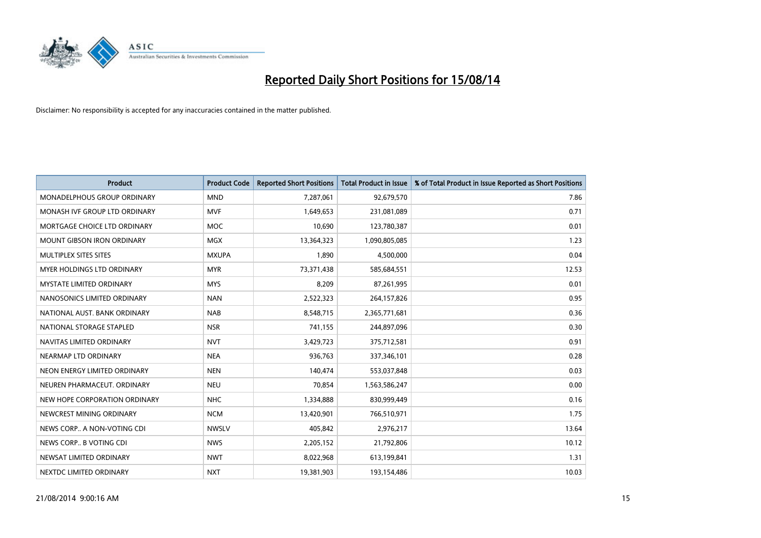# Reported Daily Short Positions for 15/08/14

Disclaimer: No responsibility is accepted for any inaccuracies contained in the matter published.

| Product | Product Code | Reported Short Positions | Total Product in Issue | % of Total Product in Issue Reported as Short Positions |
|---|---|---|---|---|
| MONADELPHOUS GROUP ORDINARY | MND | 7,287,061 | 92,679,570 | 7.86 |
| MONASH IVF GROUP LTD ORDINARY | MVF | 1,649,653 | 231,081,089 | 0.71 |
| MORTGAGE CHOICE LTD ORDINARY | MOC | 10,690 | 123,780,387 | 0.01 |
| MOUNT GIBSON IRON ORDINARY | MGX | 13,364,323 | 1,090,805,085 | 1.23 |
| MULTIPLEX SITES SITES | MXUPA | 1,890 | 4,500,000 | 0.04 |
| MYER HOLDINGS LTD ORDINARY | MYR | 73,371,438 | 585,684,551 | 12.53 |
| MYSTATE LIMITED ORDINARY | MYS | 8,209 | 87,261,995 | 0.01 |
| NANOSONICS LIMITED ORDINARY | NAN | 2,522,323 | 264,157,826 | 0.95 |
| NATIONAL AUST. BANK ORDINARY | NAB | 8,548,715 | 2,365,771,681 | 0.36 |
| NATIONAL STORAGE STAPLED | NSR | 741,155 | 244,897,096 | 0.30 |
| NAVITAS LIMITED ORDINARY | NVT | 3,429,723 | 375,712,581 | 0.91 |
| NEARMAP LTD ORDINARY | NEA | 936,763 | 337,346,101 | 0.28 |
| NEON ENERGY LIMITED ORDINARY | NEN | 140,474 | 553,037,848 | 0.03 |
| NEUREN PHARMACEUT. ORDINARY | NEU | 70,854 | 1,563,586,247 | 0.00 |
| NEW HOPE CORPORATION ORDINARY | NHC | 1,334,888 | 830,999,449 | 0.16 |
| NEWCREST MINING ORDINARY | NCM | 13,420,901 | 766,510,971 | 1.75 |
| NEWS CORP.. A NON-VOTING CDI | NWSLV | 405,842 | 2,976,217 | 13.64 |
| NEWS CORP.. B VOTING CDI | NWS | 2,205,152 | 21,792,806 | 10.12 |
| NEWSAT LIMITED ORDINARY | NWT | 8,022,968 | 613,199,841 | 1.31 |
| NEXTDC LIMITED ORDINARY | NXT | 19,381,903 | 193,154,486 | 10.03 |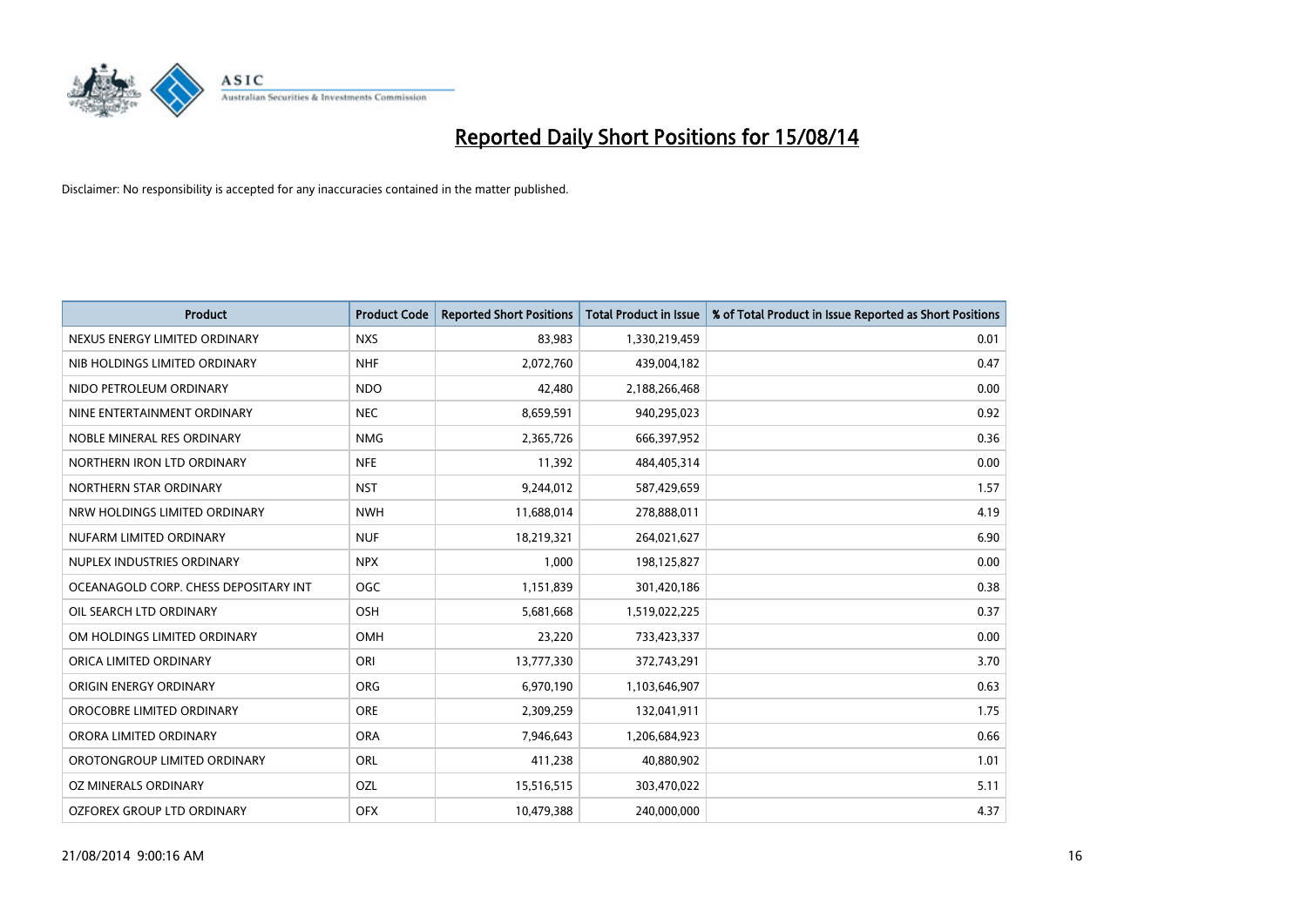# Reported Daily Short Positions for 15/08/14

Disclaimer: No responsibility is accepted for any inaccuracies contained in the matter published.

| Product | Product Code | Reported Short Positions | Total Product in Issue | % of Total Product in Issue Reported as Short Positions |
|---|---|---|---|---|
| NEXUS ENERGY LIMITED ORDINARY | NXS | 83,983 | 1,330,219,459 | 0.01 |
| NIB HOLDINGS LIMITED ORDINARY | NHF | 2,072,760 | 439,004,182 | 0.47 |
| NIDO PETROLEUM ORDINARY | NDO | 42,480 | 2,188,266,468 | 0.00 |
| NINE ENTERTAINMENT ORDINARY | NEC | 8,659,591 | 940,295,023 | 0.92 |
| NOBLE MINERAL RES ORDINARY | NMG | 2,365,726 | 666,397,952 | 0.36 |
| NORTHERN IRON LTD ORDINARY | NFE | 11,392 | 484,405,314 | 0.00 |
| NORTHERN STAR ORDINARY | NST | 9,244,012 | 587,429,659 | 1.57 |
| NRW HOLDINGS LIMITED ORDINARY | NWH | 11,688,014 | 278,888,011 | 4.19 |
| NUFARM LIMITED ORDINARY | NUF | 18,219,321 | 264,021,627 | 6.90 |
| NUPLEX INDUSTRIES ORDINARY | NPX | 1,000 | 198,125,827 | 0.00 |
| OCEANAGOLD CORP. CHESS DEPOSITARY INT | OGC | 1,151,839 | 301,420,186 | 0.38 |
| OIL SEARCH LTD ORDINARY | OSH | 5,681,668 | 1,519,022,225 | 0.37 |
| OM HOLDINGS LIMITED ORDINARY | OMH | 23,220 | 733,423,337 | 0.00 |
| ORICA LIMITED ORDINARY | ORI | 13,777,330 | 372,743,291 | 3.70 |
| ORIGIN ENERGY ORDINARY | ORG | 6,970,190 | 1,103,646,907 | 0.63 |
| OROCOBRE LIMITED ORDINARY | ORE | 2,309,259 | 132,041,911 | 1.75 |
| ORORA LIMITED ORDINARY | ORA | 7,946,643 | 1,206,684,923 | 0.66 |
| OROTONGROUP LIMITED ORDINARY | ORL | 411,238 | 40,880,902 | 1.01 |
| OZ MINERALS ORDINARY | OZL | 15,516,515 | 303,470,022 | 5.11 |
| OZFOREX GROUP LTD ORDINARY | OFX | 10,479,388 | 240,000,000 | 4.37 |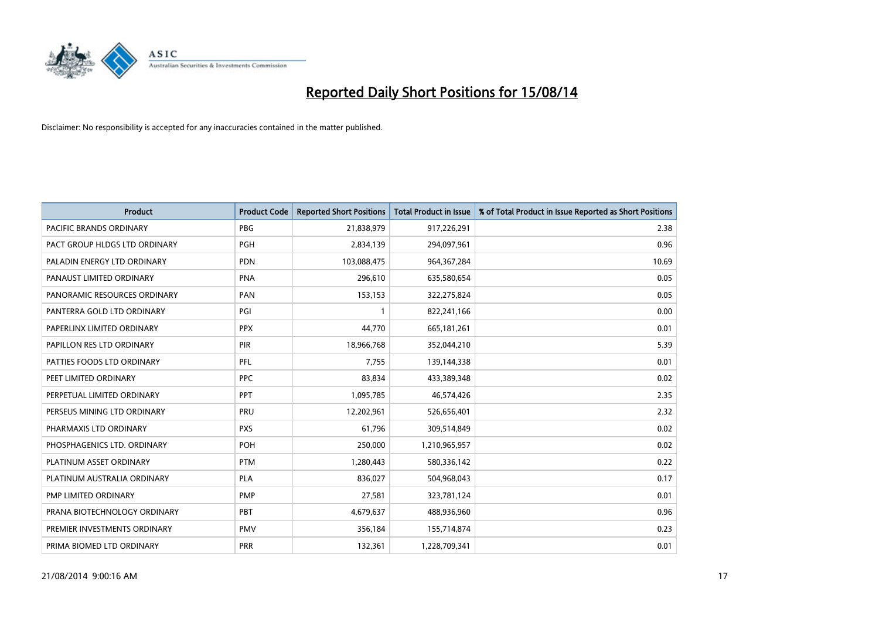# Reported Daily Short Positions for 15/08/14

Disclaimer: No responsibility is accepted for any inaccuracies contained in the matter published.

| Product | Product Code | Reported Short Positions | Total Product in Issue | % of Total Product in Issue Reported as Short Positions |
|---|---|---|---|---|
| PACIFIC BRANDS ORDINARY | PBG | 21,838,979 | 917,226,291 | 2.38 |
| PACT GROUP HLDGS LTD ORDINARY | PGH | 2,834,139 | 294,097,961 | 0.96 |
| PALADIN ENERGY LTD ORDINARY | PDN | 103,088,475 | 964,367,284 | 10.69 |
| PANAUST LIMITED ORDINARY | PNA | 296,610 | 635,580,654 | 0.05 |
| PANORAMIC RESOURCES ORDINARY | PAN | 153,153 | 322,275,824 | 0.05 |
| PANTERRA GOLD LTD ORDINARY | PGI | 1 | 822,241,166 | 0.00 |
| PAPERLINX LIMITED ORDINARY | PPX | 44,770 | 665,181,261 | 0.01 |
| PAPILLON RES LTD ORDINARY | PIR | 18,966,768 | 352,044,210 | 5.39 |
| PATTIES FOODS LTD ORDINARY | PFL | 7,755 | 139,144,338 | 0.01 |
| PEET LIMITED ORDINARY | PPC | 83,834 | 433,389,348 | 0.02 |
| PERPETUAL LIMITED ORDINARY | PPT | 1,095,785 | 46,574,426 | 2.35 |
| PERSEUS MINING LTD ORDINARY | PRU | 12,202,961 | 526,656,401 | 2.32 |
| PHARMAXIS LTD ORDINARY | PXS | 61,796 | 309,514,849 | 0.02 |
| PHOSPHAGENICS LTD. ORDINARY | POH | 250,000 | 1,210,965,957 | 0.02 |
| PLATINUM ASSET ORDINARY | PTM | 1,280,443 | 580,336,142 | 0.22 |
| PLATINUM AUSTRALIA ORDINARY | PLA | 836,027 | 504,968,043 | 0.17 |
| PMP LIMITED ORDINARY | PMP | 27,581 | 323,781,124 | 0.01 |
| PRANA BIOTECHNOLOGY ORDINARY | PBT | 4,679,637 | 488,936,960 | 0.96 |
| PREMIER INVESTMENTS ORDINARY | PMV | 356,184 | 155,714,874 | 0.23 |
| PRIMA BIOMED LTD ORDINARY | PRR | 132,361 | 1,228,709,341 | 0.01 |

21/08/2014 9:00:16 AM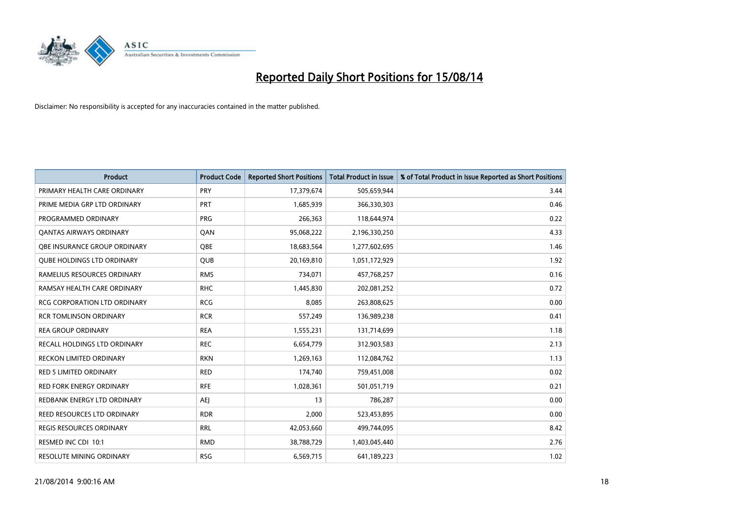# Reported Daily Short Positions for 15/08/14

Disclaimer: No responsibility is accepted for any inaccuracies contained in the matter published.

| Product | Product Code | Reported Short Positions | Total Product in Issue | % of Total Product in Issue Reported as Short Positions |
|---|---|---|---|---|
| PRIMARY HEALTH CARE ORDINARY | PRY | 17,379,674 | 505,659,944 | 3.44 |
| PRIME MEDIA GRP LTD ORDINARY | PRT | 1,685,939 | 366,330,303 | 0.46 |
| PROGRAMMED ORDINARY | PRG | 266,363 | 118,644,974 | 0.22 |
| QANTAS AIRWAYS ORDINARY | QAN | 95,068,222 | 2,196,330,250 | 4.33 |
| QBE INSURANCE GROUP ORDINARY | QBE | 18,683,564 | 1,277,602,695 | 1.46 |
| QUBE HOLDINGS LTD ORDINARY | QUB | 20,169,810 | 1,051,172,929 | 1.92 |
| RAMELIUS RESOURCES ORDINARY | RMS | 734,071 | 457,768,257 | 0.16 |
| RAMSAY HEALTH CARE ORDINARY | RHC | 1,445,830 | 202,081,252 | 0.72 |
| RCG CORPORATION LTD ORDINARY | RCG | 8,085 | 263,808,625 | 0.00 |
| RCR TOMLINSON ORDINARY | RCR | 557,249 | 136,989,238 | 0.41 |
| REA GROUP ORDINARY | REA | 1,555,231 | 131,714,699 | 1.18 |
| RECALL HOLDINGS LTD ORDINARY | REC | 6,654,779 | 312,903,583 | 2.13 |
| RECKON LIMITED ORDINARY | RKN | 1,269,163 | 112,084,762 | 1.13 |
| RED 5 LIMITED ORDINARY | RED | 174,740 | 759,451,008 | 0.02 |
| RED FORK ENERGY ORDINARY | RFE | 1,028,361 | 501,051,719 | 0.21 |
| REDBANK ENERGY LTD ORDINARY | AEJ | 13 | 786,287 | 0.00 |
| REED RESOURCES LTD ORDINARY | RDR | 2,000 | 523,453,895 | 0.00 |
| REGIS RESOURCES ORDINARY | RRL | 42,053,660 | 499,744,095 | 8.42 |
| RESMED INC CDI 10:1 | RMD | 38,788,729 | 1,403,045,440 | 2.76 |
| RESOLUTE MINING ORDINARY | RSG | 6,569,715 | 641,189,223 | 1.02 |

21/08/2014 9:00:16 AM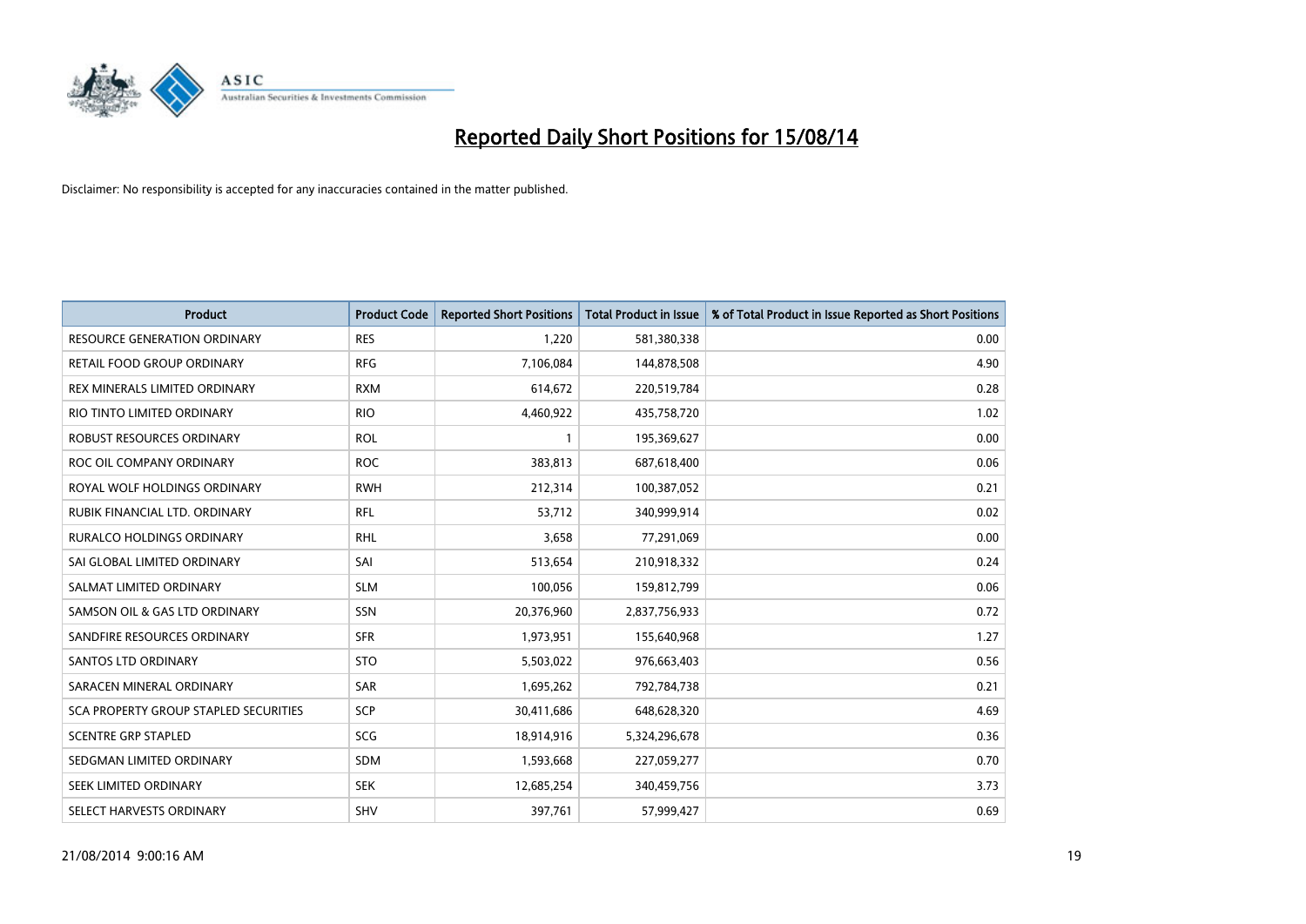# Reported Daily Short Positions for 15/08/14

Disclaimer: No responsibility is accepted for any inaccuracies contained in the matter published.

| Product | Product Code | Reported Short Positions | Total Product in Issue | % of Total Product in Issue Reported as Short Positions |
|---|---|---|---|---|
| RESOURCE GENERATION ORDINARY | RES | 1,220 | 581,380,338 | 0.00 |
| RETAIL FOOD GROUP ORDINARY | RFG | 7,106,084 | 144,878,508 | 4.90 |
| REX MINERALS LIMITED ORDINARY | RXM | 614,672 | 220,519,784 | 0.28 |
| RIO TINTO LIMITED ORDINARY | RIO | 4,460,922 | 435,758,720 | 1.02 |
| ROBUST RESOURCES ORDINARY | ROL | 1 | 195,369,627 | 0.00 |
| ROC OIL COMPANY ORDINARY | ROC | 383,813 | 687,618,400 | 0.06 |
| ROYAL WOLF HOLDINGS ORDINARY | RWH | 212,314 | 100,387,052 | 0.21 |
| RUBIK FINANCIAL LTD. ORDINARY | RFL | 53,712 | 340,999,914 | 0.02 |
| RURALCO HOLDINGS ORDINARY | RHL | 3,658 | 77,291,069 | 0.00 |
| SAI GLOBAL LIMITED ORDINARY | SAI | 513,654 | 210,918,332 | 0.24 |
| SALMAT LIMITED ORDINARY | SLM | 100,056 | 159,812,799 | 0.06 |
| SAMSON OIL & GAS LTD ORDINARY | SSN | 20,376,960 | 2,837,756,933 | 0.72 |
| SANDFIRE RESOURCES ORDINARY | SFR | 1,973,951 | 155,640,968 | 1.27 |
| SANTOS LTD ORDINARY | STO | 5,503,022 | 976,663,403 | 0.56 |
| SARACEN MINERAL ORDINARY | SAR | 1,695,262 | 792,784,738 | 0.21 |
| SCA PROPERTY GROUP STAPLED SECURITIES | SCP | 30,411,686 | 648,628,320 | 4.69 |
| SCENTRE GRP STAPLED | SCG | 18,914,916 | 5,324,296,678 | 0.36 |
| SEDGMAN LIMITED ORDINARY | SDM | 1,593,668 | 227,059,277 | 0.70 |
| SEEK LIMITED ORDINARY | SEK | 12,685,254 | 340,459,756 | 3.73 |
| SELECT HARVESTS ORDINARY | SHV | 397,761 | 57,999,427 | 0.69 |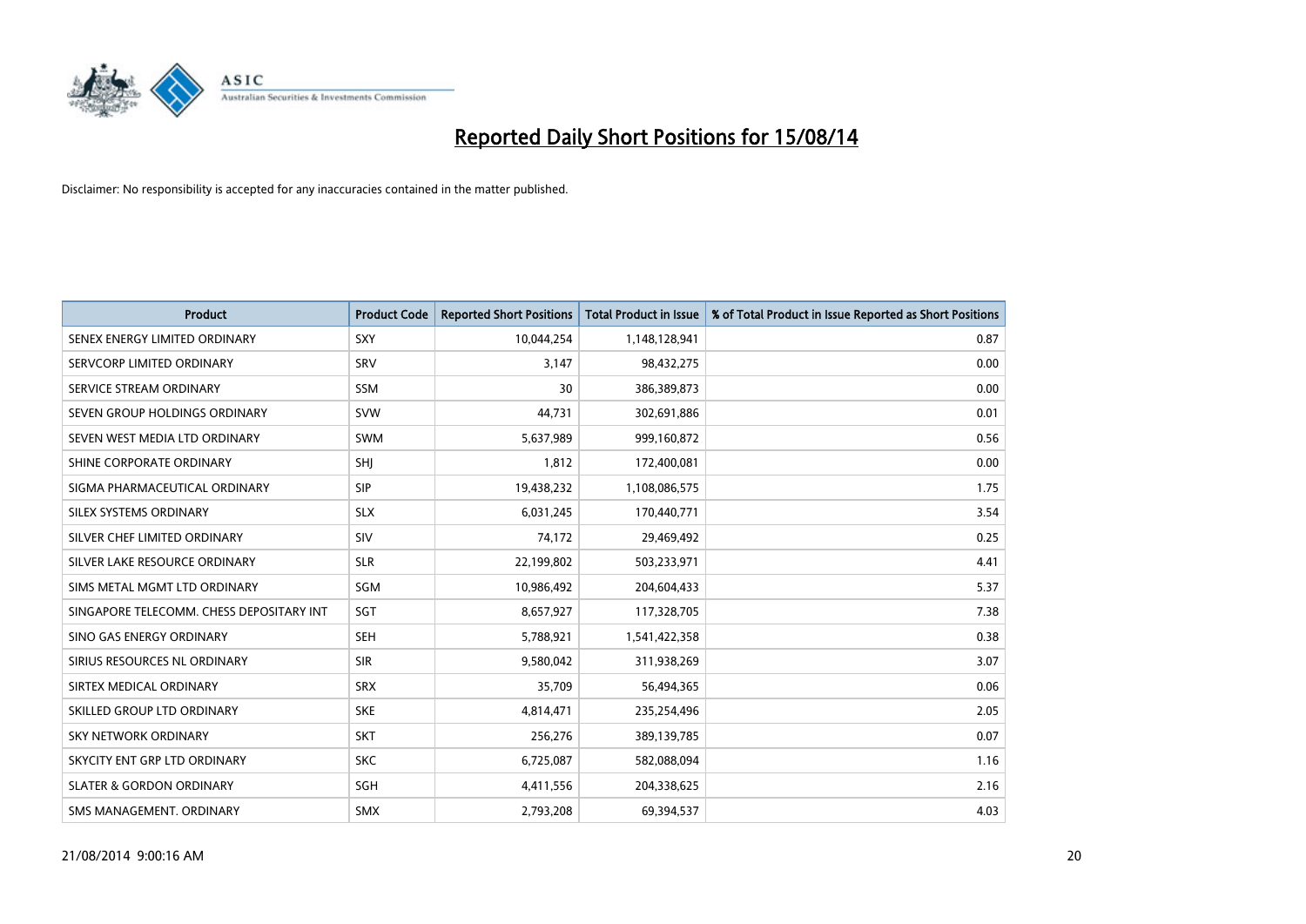# Reported Daily Short Positions for 15/08/14

Disclaimer: No responsibility is accepted for any inaccuracies contained in the matter published.

| Product | Product Code | Reported Short Positions | Total Product in Issue | % of Total Product in Issue Reported as Short Positions |
|---|---|---|---|---|
| SENEX ENERGY LIMITED ORDINARY | SXY | 10,044,254 | 1,148,128,941 | 0.87 |
| SERVCORP LIMITED ORDINARY | SRV | 3,147 | 98,432,275 | 0.00 |
| SERVICE STREAM ORDINARY | SSM | 30 | 386,389,873 | 0.00 |
| SEVEN GROUP HOLDINGS ORDINARY | SVW | 44,731 | 302,691,886 | 0.01 |
| SEVEN WEST MEDIA LTD ORDINARY | SWM | 5,637,989 | 999,160,872 | 0.56 |
| SHINE CORPORATE ORDINARY | SHJ | 1,812 | 172,400,081 | 0.00 |
| SIGMA PHARMACEUTICAL ORDINARY | SIP | 19,438,232 | 1,108,086,575 | 1.75 |
| SILEX SYSTEMS ORDINARY | SLX | 6,031,245 | 170,440,771 | 3.54 |
| SILVER CHEF LIMITED ORDINARY | SIV | 74,172 | 29,469,492 | 0.25 |
| SILVER LAKE RESOURCE ORDINARY | SLR | 22,199,802 | 503,233,971 | 4.41 |
| SIMS METAL MGMT LTD ORDINARY | SGM | 10,986,492 | 204,604,433 | 5.37 |
| SINGAPORE TELECOMM. CHESS DEPOSITARY INT | SGT | 8,657,927 | 117,328,705 | 7.38 |
| SINO GAS ENERGY ORDINARY | SEH | 5,788,921 | 1,541,422,358 | 0.38 |
| SIRIUS RESOURCES NL ORDINARY | SIR | 9,580,042 | 311,938,269 | 3.07 |
| SIRTEX MEDICAL ORDINARY | SRX | 35,709 | 56,494,365 | 0.06 |
| SKILLED GROUP LTD ORDINARY | SKE | 4,814,471 | 235,254,496 | 2.05 |
| SKY NETWORK ORDINARY | SKT | 256,276 | 389,139,785 | 0.07 |
| SKYCITY ENT GRP LTD ORDINARY | SKC | 6,725,087 | 582,088,094 | 1.16 |
| SLATER & GORDON ORDINARY | SGH | 4,411,556 | 204,338,625 | 2.16 |
| SMS MANAGEMENT. ORDINARY | SMX | 2,793,208 | 69,394,537 | 4.03 |

21/08/2014 9:00:16 AM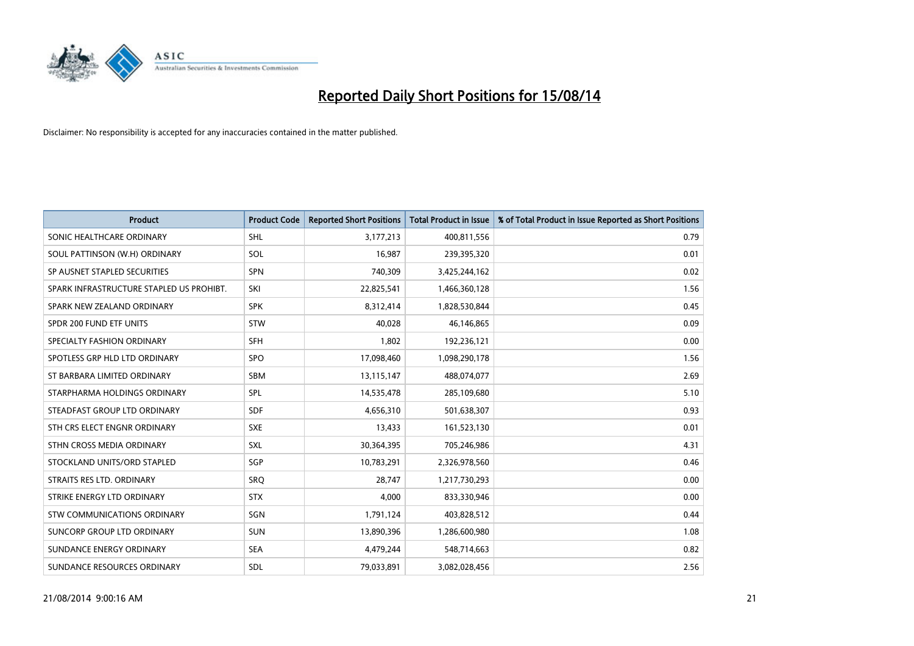# Reported Daily Short Positions for 15/08/14

Disclaimer: No responsibility is accepted for any inaccuracies contained in the matter published.

| Product | Product Code | Reported Short Positions | Total Product in Issue | % of Total Product in Issue Reported as Short Positions |
|---|---|---|---|---|
| SONIC HEALTHCARE ORDINARY | SHL | 3,177,213 | 400,811,556 | 0.79 |
| SOUL PATTINSON (W.H) ORDINARY | SOL | 16,987 | 239,395,320 | 0.01 |
| SP AUSNET STAPLED SECURITIES | SPN | 740,309 | 3,425,244,162 | 0.02 |
| SPARK INFRASTRUCTURE STAPLED US PROHIBT. | SKI | 22,825,541 | 1,466,360,128 | 1.56 |
| SPARK NEW ZEALAND ORDINARY | SPK | 8,312,414 | 1,828,530,844 | 0.45 |
| SPDR 200 FUND ETF UNITS | STW | 40,028 | 46,146,865 | 0.09 |
| SPECIALTY FASHION ORDINARY | SFH | 1,802 | 192,236,121 | 0.00 |
| SPOTLESS GRP HLD LTD ORDINARY | SPO | 17,098,460 | 1,098,290,178 | 1.56 |
| ST BARBARA LIMITED ORDINARY | SBM | 13,115,147 | 488,074,077 | 2.69 |
| STARPHARMA HOLDINGS ORDINARY | SPL | 14,535,478 | 285,109,680 | 5.10 |
| STEADFAST GROUP LTD ORDINARY | SDF | 4,656,310 | 501,638,307 | 0.93 |
| STH CRS ELECT ENGNR ORDINARY | SXE | 13,433 | 161,523,130 | 0.01 |
| STHN CROSS MEDIA ORDINARY | SXL | 30,364,395 | 705,246,986 | 4.31 |
| STOCKLAND UNITS/ORD STAPLED | SGP | 10,783,291 | 2,326,978,560 | 0.46 |
| STRAITS RES LTD. ORDINARY | SRQ | 28,747 | 1,217,730,293 | 0.00 |
| STRIKE ENERGY LTD ORDINARY | STX | 4,000 | 833,330,946 | 0.00 |
| STW COMMUNICATIONS ORDINARY | SGN | 1,791,124 | 403,828,512 | 0.44 |
| SUNCORP GROUP LTD ORDINARY | SUN | 13,890,396 | 1,286,600,980 | 1.08 |
| SUNDANCE ENERGY ORDINARY | SEA | 4,479,244 | 548,714,663 | 0.82 |
| SUNDANCE RESOURCES ORDINARY | SDL | 79,033,891 | 3,082,028,456 | 2.56 |

21/08/2014 9:00:16 AM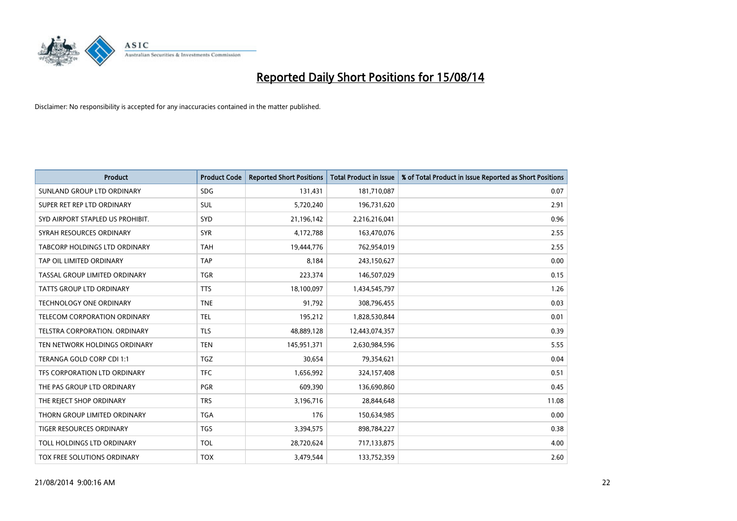# Reported Daily Short Positions for 15/08/14

Disclaimer: No responsibility is accepted for any inaccuracies contained in the matter published.

| Product | Product Code | Reported Short Positions | Total Product in Issue | % of Total Product in Issue Reported as Short Positions |
|---|---|---|---|---|
| SUNLAND GROUP LTD ORDINARY | SDG | 131,431 | 181,710,087 | 0.07 |
| SUPER RET REP LTD ORDINARY | SUL | 5,720,240 | 196,731,620 | 2.91 |
| SYD AIRPORT STAPLED US PROHIBIT. | SYD | 21,196,142 | 2,216,216,041 | 0.96 |
| SYRAH RESOURCES ORDINARY | SYR | 4,172,788 | 163,470,076 | 2.55 |
| TABCORP HOLDINGS LTD ORDINARY | TAH | 19,444,776 | 762,954,019 | 2.55 |
| TAP OIL LIMITED ORDINARY | TAP | 8,184 | 243,150,627 | 0.00 |
| TASSAL GROUP LIMITED ORDINARY | TGR | 223,374 | 146,507,029 | 0.15 |
| TATTS GROUP LTD ORDINARY | TTS | 18,100,097 | 1,434,545,797 | 1.26 |
| TECHNOLOGY ONE ORDINARY | TNE | 91,792 | 308,796,455 | 0.03 |
| TELECOM CORPORATION ORDINARY | TEL | 195,212 | 1,828,530,844 | 0.01 |
| TELSTRA CORPORATION. ORDINARY | TLS | 48,889,128 | 12,443,074,357 | 0.39 |
| TEN NETWORK HOLDINGS ORDINARY | TEN | 145,951,371 | 2,630,984,596 | 5.55 |
| TERANGA GOLD CORP CDI 1:1 | TGZ | 30,654 | 79,354,621 | 0.04 |
| TFS CORPORATION LTD ORDINARY | TFC | 1,656,992 | 324,157,408 | 0.51 |
| THE PAS GROUP LTD ORDINARY | PGR | 609,390 | 136,690,860 | 0.45 |
| THE REJECT SHOP ORDINARY | TRS | 3,196,716 | 28,844,648 | 11.08 |
| THORN GROUP LIMITED ORDINARY | TGA | 176 | 150,634,985 | 0.00 |
| TIGER RESOURCES ORDINARY | TGS | 3,394,575 | 898,784,227 | 0.38 |
| TOLL HOLDINGS LTD ORDINARY | TOL | 28,720,624 | 717,133,875 | 4.00 |
| TOX FREE SOLUTIONS ORDINARY | TOX | 3,479,544 | 133,752,359 | 2.60 |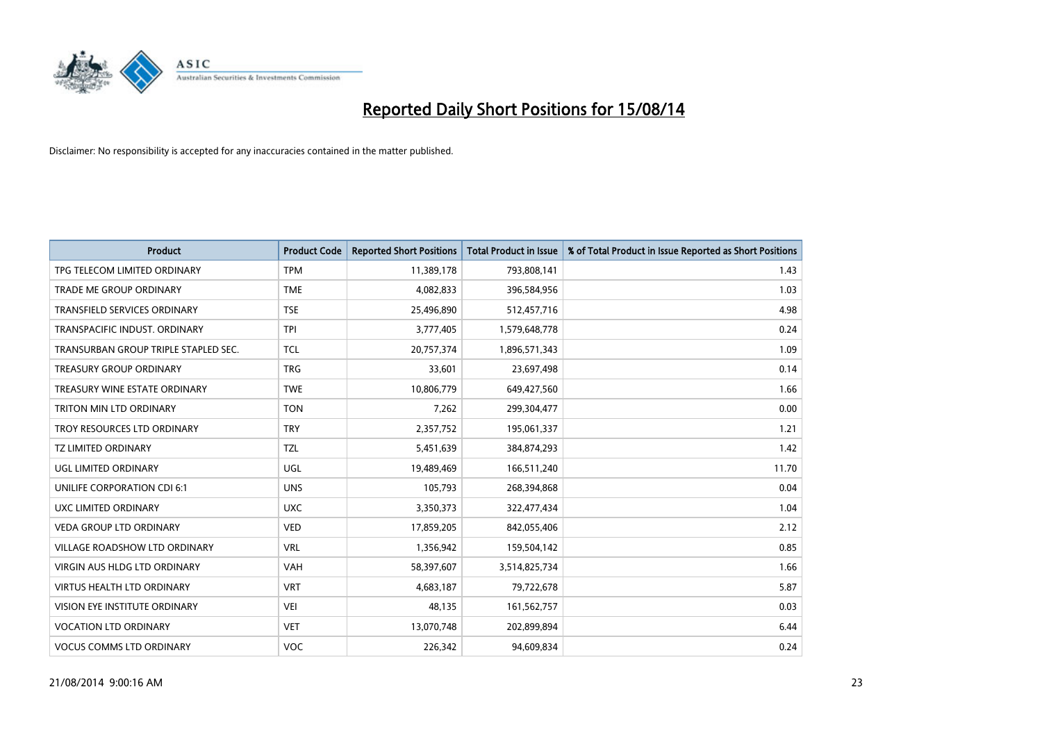# Reported Daily Short Positions for 15/08/14

Disclaimer: No responsibility is accepted for any inaccuracies contained in the matter published.

| Product | Product Code | Reported Short Positions | Total Product in Issue | % of Total Product in Issue Reported as Short Positions |
|---|---|---|---|---|
| TPG TELECOM LIMITED ORDINARY | TPM | 11,389,178 | 793,808,141 | 1.43 |
| TRADE ME GROUP ORDINARY | TME | 4,082,833 | 396,584,956 | 1.03 |
| TRANSFIELD SERVICES ORDINARY | TSE | 25,496,890 | 512,457,716 | 4.98 |
| TRANSPACIFIC INDUST. ORDINARY | TPI | 3,777,405 | 1,579,648,778 | 0.24 |
| TRANSURBAN GROUP TRIPLE STAPLED SEC. | TCL | 20,757,374 | 1,896,571,343 | 1.09 |
| TREASURY GROUP ORDINARY | TRG | 33,601 | 23,697,498 | 0.14 |
| TREASURY WINE ESTATE ORDINARY | TWE | 10,806,779 | 649,427,560 | 1.66 |
| TRITON MIN LTD ORDINARY | TON | 7,262 | 299,304,477 | 0.00 |
| TROY RESOURCES LTD ORDINARY | TRY | 2,357,752 | 195,061,337 | 1.21 |
| TZ LIMITED ORDINARY | TZL | 5,451,639 | 384,874,293 | 1.42 |
| UGL LIMITED ORDINARY | UGL | 19,489,469 | 166,511,240 | 11.70 |
| UNILIFE CORPORATION CDI 6:1 | UNS | 105,793 | 268,394,868 | 0.04 |
| UXC LIMITED ORDINARY | UXC | 3,350,373 | 322,477,434 | 1.04 |
| VEDA GROUP LTD ORDINARY | VED | 17,859,205 | 842,055,406 | 2.12 |
| VILLAGE ROADSHOW LTD ORDINARY | VRL | 1,356,942 | 159,504,142 | 0.85 |
| VIRGIN AUS HLDG LTD ORDINARY | VAH | 58,397,607 | 3,514,825,734 | 1.66 |
| VIRTUS HEALTH LTD ORDINARY | VRT | 4,683,187 | 79,722,678 | 5.87 |
| VISION EYE INSTITUTE ORDINARY | VEI | 48,135 | 161,562,757 | 0.03 |
| VOCATION LTD ORDINARY | VET | 13,070,748 | 202,899,894 | 6.44 |
| VOCUS COMMS LTD ORDINARY | VOC | 226,342 | 94,609,834 | 0.24 |

21/08/2014 9:00:16 AM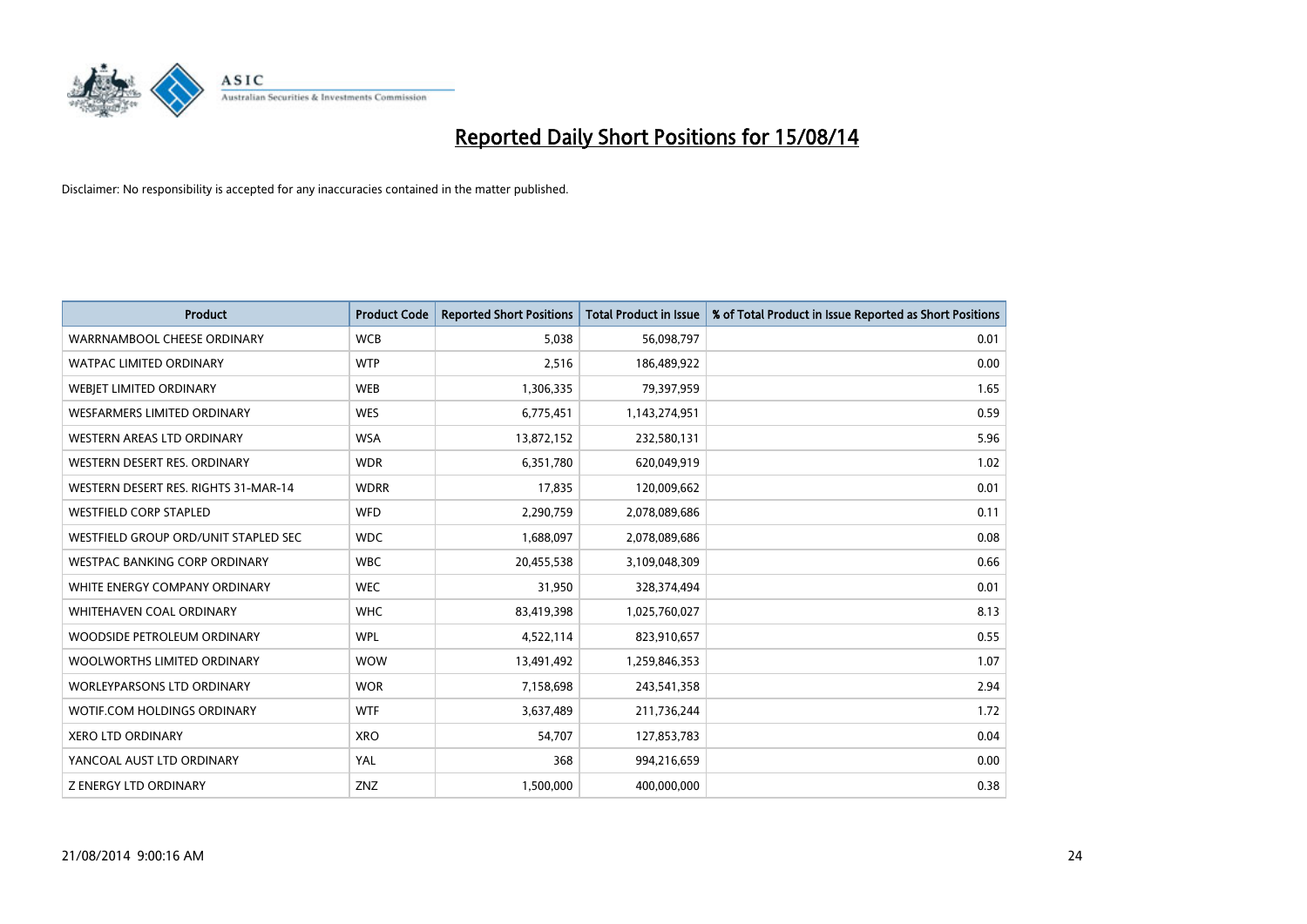# Reported Daily Short Positions for 15/08/14

Disclaimer: No responsibility is accepted for any inaccuracies contained in the matter published.

| Product | Product Code | Reported Short Positions | Total Product in Issue | % of Total Product in Issue Reported as Short Positions |
|---|---|---|---|---|
| WARRNAMBOOL CHEESE ORDINARY | WCB | 5,038 | 56,098,797 | 0.01 |
| WATPAC LIMITED ORDINARY | WTP | 2,516 | 186,489,922 | 0.00 |
| WEBJET LIMITED ORDINARY | WEB | 1,306,335 | 79,397,959 | 1.65 |
| WESFARMERS LIMITED ORDINARY | WES | 6,775,451 | 1,143,274,951 | 0.59 |
| WESTERN AREAS LTD ORDINARY | WSA | 13,872,152 | 232,580,131 | 5.96 |
| WESTERN DESERT RES. ORDINARY | WDR | 6,351,780 | 620,049,919 | 1.02 |
| WESTERN DESERT RES. RIGHTS 31-MAR-14 | WDRR | 17,835 | 120,009,662 | 0.01 |
| WESTFIELD CORP STAPLED | WFD | 2,290,759 | 2,078,089,686 | 0.11 |
| WESTFIELD GROUP ORD/UNIT STAPLED SEC | WDC | 1,688,097 | 2,078,089,686 | 0.08 |
| WESTPAC BANKING CORP ORDINARY | WBC | 20,455,538 | 3,109,048,309 | 0.66 |
| WHITE ENERGY COMPANY ORDINARY | WEC | 31,950 | 328,374,494 | 0.01 |
| WHITEHAVEN COAL ORDINARY | WHC | 83,419,398 | 1,025,760,027 | 8.13 |
| WOODSIDE PETROLEUM ORDINARY | WPL | 4,522,114 | 823,910,657 | 0.55 |
| WOOLWORTHS LIMITED ORDINARY | WOW | 13,491,492 | 1,259,846,353 | 1.07 |
| WORLEYPARSONS LTD ORDINARY | WOR | 7,158,698 | 243,541,358 | 2.94 |
| WOTIF.COM HOLDINGS ORDINARY | WTF | 3,637,489 | 211,736,244 | 1.72 |
| XERO LTD ORDINARY | XRO | 54,707 | 127,853,783 | 0.04 |
| YANCOAL AUST LTD ORDINARY | YAL | 368 | 994,216,659 | 0.00 |
| Z ENERGY LTD ORDINARY | ZNZ | 1,500,000 | 400,000,000 | 0.38 |

21/08/2014 9:00:16 AM